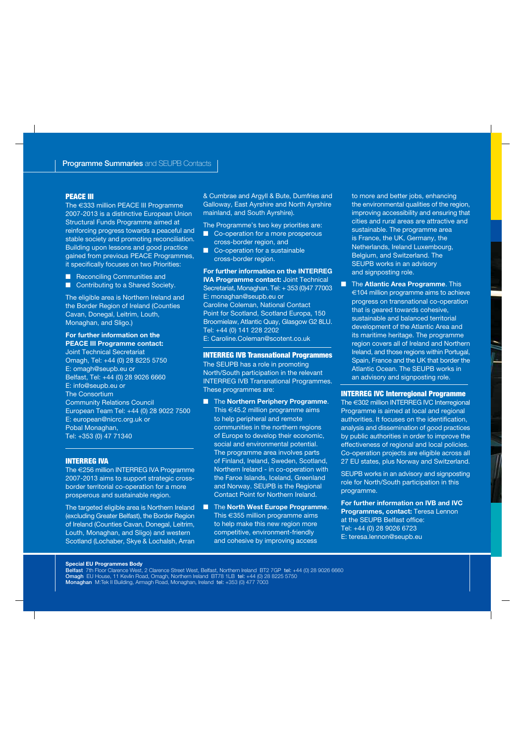## Programme Summaries and SEUPB Contacts

### PEACE III

The €333 million PEACE III Programme 2007-2013 is a distinctive European Union Structural Funds Programme aimed at reinforcing progress towards a peaceful and stable society and promoting reconciliation. Building upon lessons and good practice gained from previous PEACE Programmes, it specifically focuses on two Priorities:

- Reconciling Communities and
- Contributing to a Shared Society.

The eligible area is Northern Ireland and the Border Region of Ireland (Counties Cavan, Donegal, Leitrim, Louth, Monaghan, and Sligo.)

**For further information on the PEACE III Programme contact:**
Joint Technical Secretariat
Omagh, Tel: +44 (0) 28 8225 5750
E: omagh@seupb.eu or
Belfast, Tel: +44 (0) 28 9026 6660
E: info@seupb.eu or
The Consortium
Community Relations Council
European Team Tel: +44 (0) 28 9022 7500
E: european@nicrc.org.uk or
Pobal Monaghan,
Tel: +353 (0) 47 71340

### INTERREG IVA

The €256 million INTERREG IVA Programme 2007-2013 aims to support strategic cross-border territorial co-operation for a more prosperous and sustainable region.

The targeted eligible area is Northern Ireland (excluding Greater Belfast), the Border Region of Ireland (Counties Cavan, Donegal, Leitrim, Louth, Monaghan, and Sligo) and western Scotland (Lochaber, Skye & Lochalsh, Arran & Cumbrae and Argyll & Bute, Dumfries and Galloway, East Ayrshire and North Ayrshire mainland, and South Ayrshire).

The Programme's two key priorities are:

- Co-operation for a more prosperous cross-border region, and
- Co-operation for a sustainable cross-border region.

**For further information on the INTERREG IVA Programme contact:** Joint Technical Secretariat, Monaghan. Tel: + 353 (0)47 77003
E: monaghan@seupb.eu or
Caroline Coleman, National Contact Point for Scotland, Scotland Europa, 150 Broomielaw, Atlantic Quay, Glasgow G2 8LU.
Tel: +44 (0) 141 228 2202
E: Caroline.Coleman@scotent.co.uk

### INTERREG IVB Transnational Programmes

The SEUPB has a role in promoting North/South participation in the relevant INTERREG IVB Transnational Programmes. These programmes are:

- The **Northern Periphery Programme**. This €45.2 million programme aims to help peripheral and remote communities in the northern regions of Europe to develop their economic, social and environmental potential. The programme area involves parts of Finland, Ireland, Sweden, Scotland, Northern Ireland - in co-operation with the Faroe Islands, Iceland, Greenland and Norway. SEUPB is the Regional Contact Point for Northern Ireland.
- The **North West Europe Programme**. This €355 million programme aims to help make this new region more competitive, environment-friendly and cohesive by improving access to more and better jobs, enhancing the environmental qualities of the region, improving accessibility and ensuring that cities and rural areas are attractive and sustainable. The programme area is France, the UK, Germany, the Netherlands, Ireland Luxembourg, Belgium, and Switzerland. The SEUPB works in an advisory and signposting role.
- The **Atlantic Area Programme**. This €104 million programme aims to achieve progress on transnational co-operation that is geared towards cohesive, sustainable and balanced territorial development of the Atlantic Area and its maritime heritage. The programme region covers all of Ireland and Northern Ireland, and those regions within Portugal, Spain, France and the UK that border the Atlantic Ocean. The SEUPB works in an advisory and signposting role.

### INTERREG IVC Interregional Programme

The €302 million INTERREG IVC Interregional Programme is aimed at local and regional authorities. It focuses on the identification, analysis and dissemination of good practices by public authorities in order to improve the effectiveness of regional and local policies. Co-operation projects are eligible across all 27 EU states, plus Norway and Switzerland.

SEUPB works in an advisory and signposting role for North/South participation in this programme.

**For further information on IVB and IVC Programmes, contact:** Teresa Lennon at the SEUPB Belfast office:
Tel: +44 (0) 28 9026 6723
E: teresa.lennon@seupb.eu

**Special EU Programmes Body**
**Belfast** 7th Floor Clarence West, 2 Clarence Street West, Belfast, Northern Ireland BT2 7GP **tel:** +44 (0) 28 9026 6660
**Omagh** EU House, 11 Kevlin Road, Omagh, Northern Ireland BT78 1LB **tel:** +44 (0) 28 8225 5750
**Monaghan** M:Tek II Building, Armagh Road, Monaghan, Ireland **tel:** +353 (0) 477 7003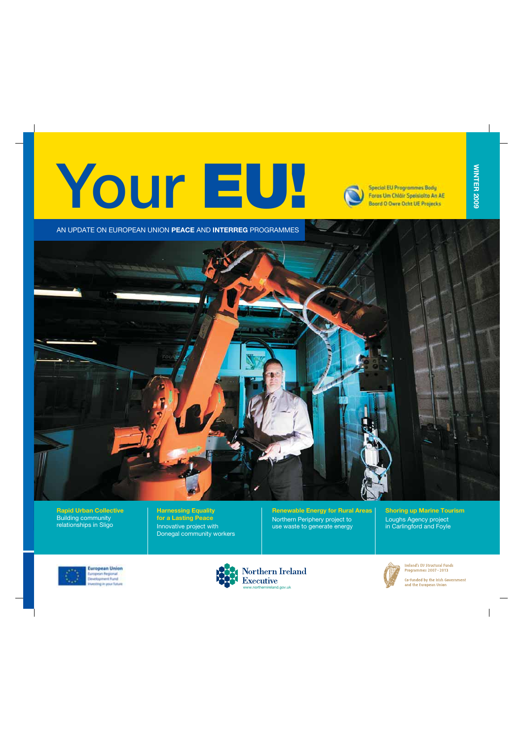# Your EU!

Special EU Programmes Body
Foras Um Chláir Speisialta An AE
Boord O Owre Ocht UE Projecks

WINTER 2009

AN UPDATE ON EUROPEAN UNION **PEACE** AND **INTERREG** PROGRAMMES

**Rapid Urban Collective**
Building community relationships in Sligo

**Harnessing Equality for a Lasting Peace**
Innovative project with Donegal community workers

**Renewable Energy for Rural Areas**
Northern Periphery project to use waste to generate energy

**Shoring up Marine Tourism**
Loughs Agency project in Carlingford and Foyle

European Union
European Regional Development Fund
Investing in your future

Northern Ireland Executive
www.northernireland.gov.uk

Ireland's EU Structural Funds Programmes 2007–2013
Co-funded by the Irish Government and the European Union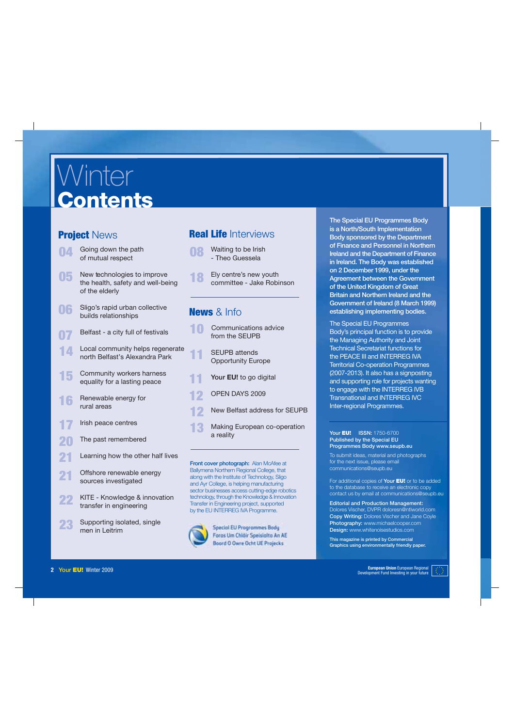# Winter Contents

## Project News

- **04** Going down the path of mutual respect
- **05** New technologies to improve the health, safety and well-being of the elderly
- **06** Sligo's rapid urban collective builds relationships
- **07** Belfast - a city full of festivals
- **14** Local community helps regenerate north Belfast's Alexandra Park
- **15** Community workers harness equality for a lasting peace
- **16** Renewable energy for rural areas
- **17** Irish peace centres
- **20** The past remembered
- **21** Learning how the other half lives
- **21** Offshore renewable energy sources investigated
- **22** KITE - Knowledge & innovation transfer in engineering
- **23** Supporting isolated, single men in Leitrim

## Real Life Interviews

- **08** Waiting to be Irish - Theo Guessela
- **18** Ely centre's new youth committee - Jake Robinson

## News & Info

- **10** Communications advice from the SEUPB
- **11** SEUPB attends Opportunity Europe
- **11** **Your EU!** to go digital
- **12** OPEN DAYS 2009
- **12** New Belfast address for SEUPB
- **13** Making European co-operation a reality

**Front cover photograph:** Alan McAfee at Ballymena Northern Regional College, that along with the Institute of Technology, Sligo and Ayr College, is helping manufacturing sector businesses access cutting-edge robotics technology, through the Knowledge & Innovation Transfer in Engineering project, supported by the EU INTERREG IVA Programme.

Special EU Programmes Body
Foras Um Chláir Speisialta An AE
Boord O Owre Ocht UE Projecks

**The Special EU Programmes Body is a North/South Implementation Body sponsored by the Department of Finance and Personnel in Northern Ireland and the Department of Finance in Ireland. The Body was established on 2 December 1999, under the Agreement between the Government of the United Kingdom of Great Britain and Northern Ireland and the Government of Ireland (8 March 1999) establishing implementing bodies.**

The Special EU Programmes Body's principal function is to provide the Managing Authority and Joint Technical Secretariat functions for the PEACE III and INTERREG IVA Territorial Co-operation Programmes (2007-2013). It also has a signposting and supporting role for projects wanting to engage with the INTERREG IVB Transnational and INTERREG IVC Inter-regional Programmes.

**Your EU!** **ISSN:** 1750-6700
**Published by the Special EU Programmes Body www.seupb.eu**

To submit ideas, material and photographs for the next issue, please email communications@seupb.eu

For additional copies of **Your EU!** or to be added to the database to receive an electronic copy contact us by email at communications@seupb.eu

**Editorial and Production Management:** Dolores Vischer, DVPR doloresn@ntlworld.com
**Copy Writing:** Dolores Vischer and Jane Coyle
**Photography:** www.michaelcooper.com
**Design:** www.whitenoisestudios.com

**This magazine is printed by Commercial Graphics using environmentally friendly paper.**

**European Union** European Regional Development Fund Investing in your future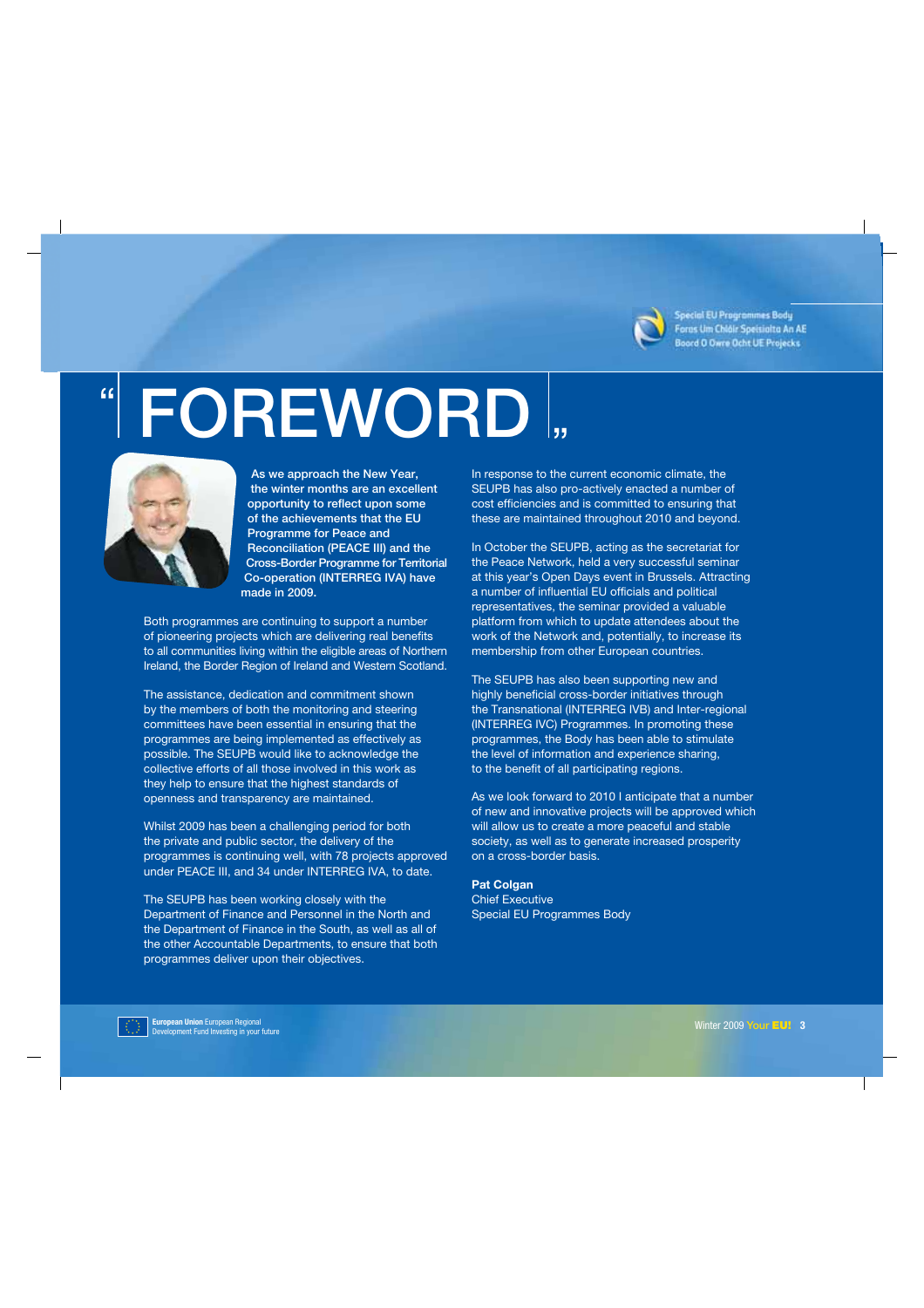# FOREWORD

**As we approach the New Year, the winter months are an excellent opportunity to reflect upon some of the achievements that the EU Programme for Peace and Reconciliation (PEACE III) and the Cross-Border Programme for Territorial Co-operation (INTERREG IVA) have made in 2009.**

Both programmes are continuing to support a number of pioneering projects which are delivering real benefits to all communities living within the eligible areas of Northern Ireland, the Border Region of Ireland and Western Scotland.

The assistance, dedication and commitment shown by the members of both the monitoring and steering committees have been essential in ensuring that the programmes are being implemented as effectively as possible. The SEUPB would like to acknowledge the collective efforts of all those involved in this work as they help to ensure that the highest standards of openness and transparency are maintained.

Whilst 2009 has been a challenging period for both the private and public sector, the delivery of the programmes is continuing well, with 78 projects approved under PEACE III, and 34 under INTERREG IVA, to date.

The SEUPB has been working closely with the Department of Finance and Personnel in the North and the Department of Finance in the South, as well as all of the other Accountable Departments, to ensure that both programmes deliver upon their objectives.

In response to the current economic climate, the SEUPB has also pro-actively enacted a number of cost efficiencies and is committed to ensuring that these are maintained throughout 2010 and beyond.

In October the SEUPB, acting as the secretariat for the Peace Network, held a very successful seminar at this year's Open Days event in Brussels. Attracting a number of influential EU officials and political representatives, the seminar provided a valuable platform from which to update attendees about the work of the Network and, potentially, to increase its membership from other European countries.

The SEUPB has also been supporting new and highly beneficial cross-border initiatives through the Transnational (INTERREG IVB) and Inter-regional (INTERREG IVC) Programmes. In promoting these programmes, the Body has been able to stimulate the level of information and experience sharing, to the benefit of all participating regions.

As we look forward to 2010 I anticipate that a number of new and innovative projects will be approved which will allow us to create a more peaceful and stable society, as well as to generate increased prosperity on a cross-border basis.

**Pat Colgan**
Chief Executive
Special EU Programmes Body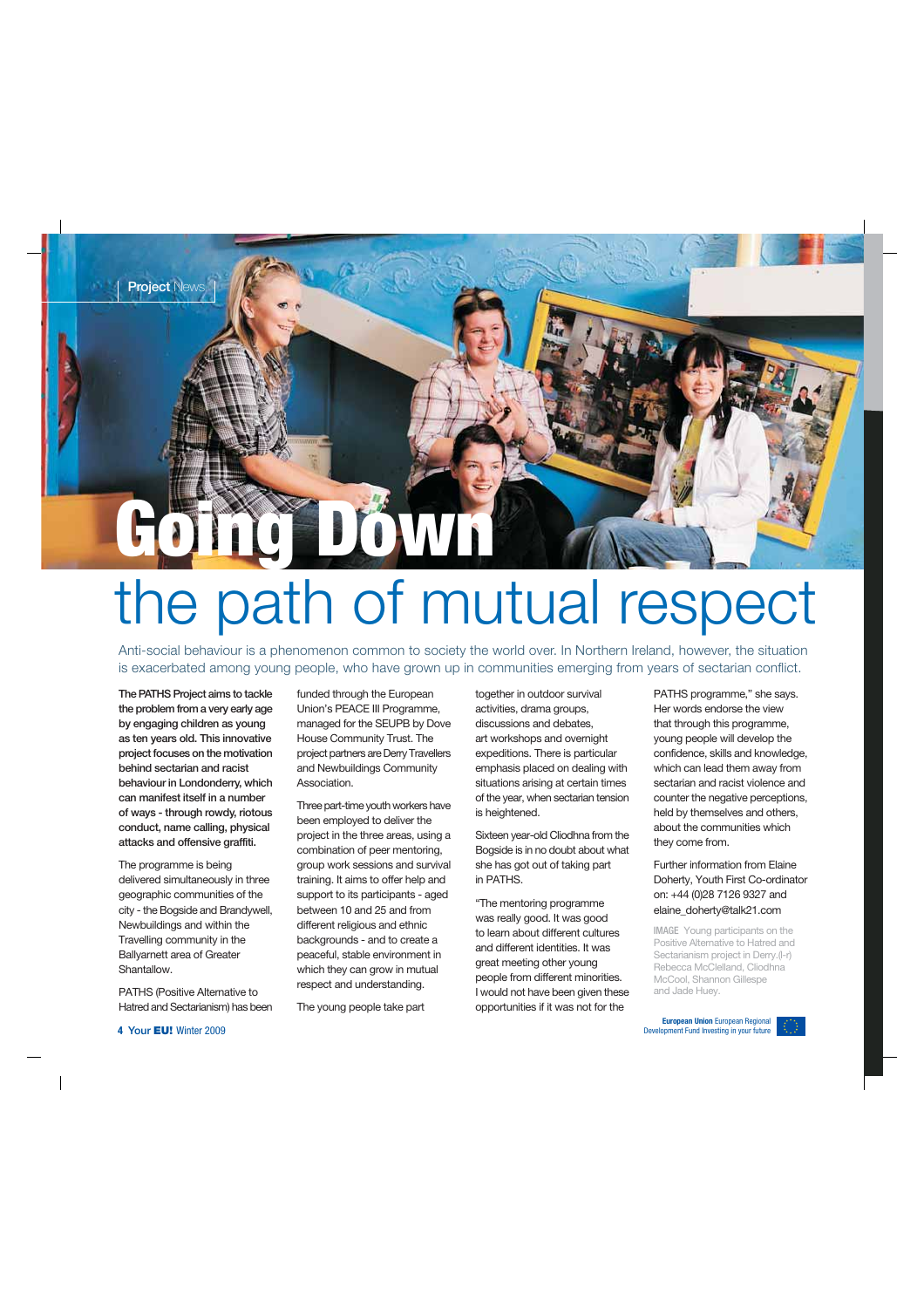Project News

# Going Down the path of mutual respect

Anti-social behaviour is a phenomenon common to society the world over. In Northern Ireland, however, the situation is exacerbated among young people, who have grown up in communities emerging from years of sectarian conflict.

**The PATHS Project aims to tackle the problem from a very early age by engaging children as young as ten years old. This innovative project focuses on the motivation behind sectarian and racist behaviour in Londonderry, which can manifest itself in a number of ways - through rowdy, riotous conduct, name calling, physical attacks and offensive graffiti.**

The programme is being delivered simultaneously in three geographic communities of the city - the Bogside and Brandywell, Newbuildings and within the Travelling community in the Ballyarnett area of Greater Shantallow.

PATHS (Positive Alternative to Hatred and Sectarianism) has been funded through the European Union's PEACE III Programme, managed for the SEUPB by Dove House Community Trust. The project partners are Derry Travellers and Newbuildings Community Association.

Three part-time youth workers have been employed to deliver the project in the three areas, using a combination of peer mentoring, group work sessions and survival training. It aims to offer help and support to its participants - aged between 10 and 25 and from different religious and ethnic backgrounds - and to create a peaceful, stable environment in which they can grow in mutual respect and understanding.

The young people take part together in outdoor survival activities, drama groups, discussions and debates, art workshops and overnight expeditions. There is particular emphasis placed on dealing with situations arising at certain times of the year, when sectarian tension is heightened.

Sixteen year-old Cliodhna from the Bogside is in no doubt about what she has got out of taking part in PATHS.

"The mentoring programme was really good. It was good to learn about different cultures and different identities. It was great meeting other young people from different minorities. I would not have been given these opportunities if it was not for the PATHS programme," she says. Her words endorse the view that through this programme, young people will develop the confidence, skills and knowledge, which can lead them away from sectarian and racist violence and counter the negative perceptions, held by themselves and others, about the communities which they come from.

Further information from Elaine Doherty, Youth First Co-ordinator on: +44 (0)28 7126 9327 and elaine_doherty@talk21.com

IMAGE Young participants on the Positive Alternative to Hatred and Sectarianism project in Derry.(l-r) Rebecca McClelland, Cliodhna McCool, Shannon Gillespe and Jade Huey.

**European Union** European Regional Development Fund Investing in your future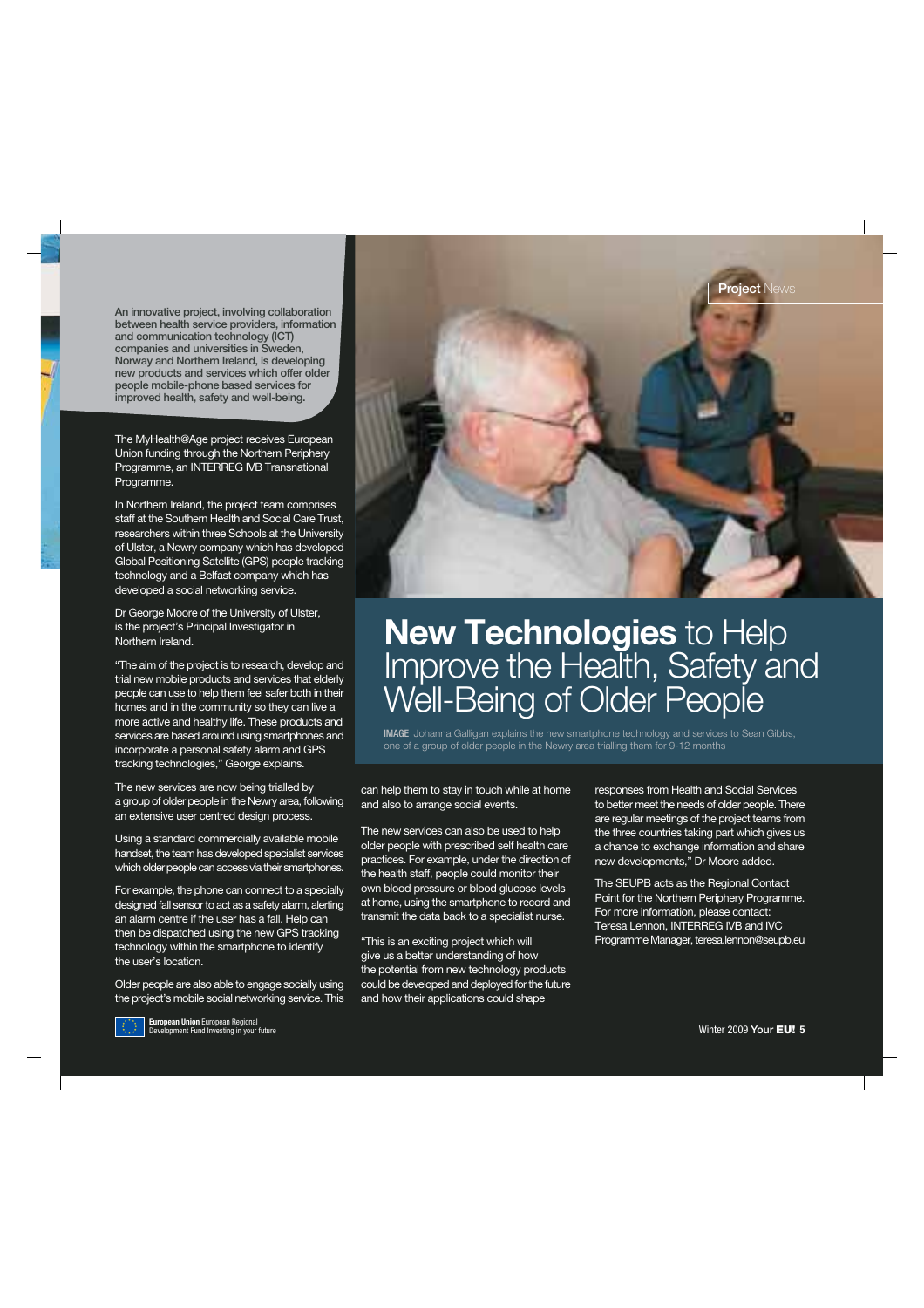# New Technologies to Help Improve the Health, Safety and Well-Being of Older People

**IMAGE** Johanna Galligan explains the new smartphone technology and services to Sean Gibbs, one of a group of older people in the Newry area trialling them for 9-12 months

**An innovative project, involving collaboration between health service providers, information and communication technology (ICT) companies and universities in Sweden, Norway and Northern Ireland, is developing new products and services which offer older people mobile-phone based services for improved health, safety and well-being.**

The MyHealth@Age project receives European Union funding through the Northern Periphery Programme, an INTERREG IVB Transnational Programme.

In Northern Ireland, the project team comprises staff at the Southern Health and Social Care Trust, researchers within three Schools at the University of Ulster, a Newry company which has developed Global Positioning Satellite (GPS) people tracking technology and a Belfast company which has developed a social networking service.

Dr George Moore of the University of Ulster, is the project's Principal Investigator in Northern Ireland.

"The aim of the project is to research, develop and trial new mobile products and services that elderly people can use to help them feel safer both in their homes and in the community so they can live a more active and healthy life. These products and services are based around using smartphones and incorporate a personal safety alarm and GPS tracking technologies," George explains.

The new services are now being trialled by a group of older people in the Newry area, following an extensive user centred design process.

Using a standard commercially available mobile handset, the team has developed specialist services which older people can access via their smartphones.

For example, the phone can connect to a specially designed fall sensor to act as a safety alarm, alerting an alarm centre if the user has a fall. Help can then be dispatched using the new GPS tracking technology within the smartphone to identify the user's location.

Older people are also able to engage socially using the project's mobile social networking service. This can help them to stay in touch while at home and also to arrange social events.

The new services can also be used to help older people with prescribed self health care practices. For example, under the direction of the health staff, people could monitor their own blood pressure or blood glucose levels at home, using the smartphone to record and transmit the data back to a specialist nurse.

"This is an exciting project which will give us a better understanding of how the potential from new technology products could be developed and deployed for the future and how their applications could shape responses from Health and Social Services to better meet the needs of older people. There are regular meetings of the project teams from the three countries taking part which gives us a chance to exchange information and share new developments," Dr Moore added.

The SEUPB acts as the Regional Contact Point for the Northern Periphery Programme. For more information, please contact: Teresa Lennon, INTERREG IVB and IVC Programme Manager, teresa.lennon@seupb.eu

**European Union** European Regional Development Fund Investing in your future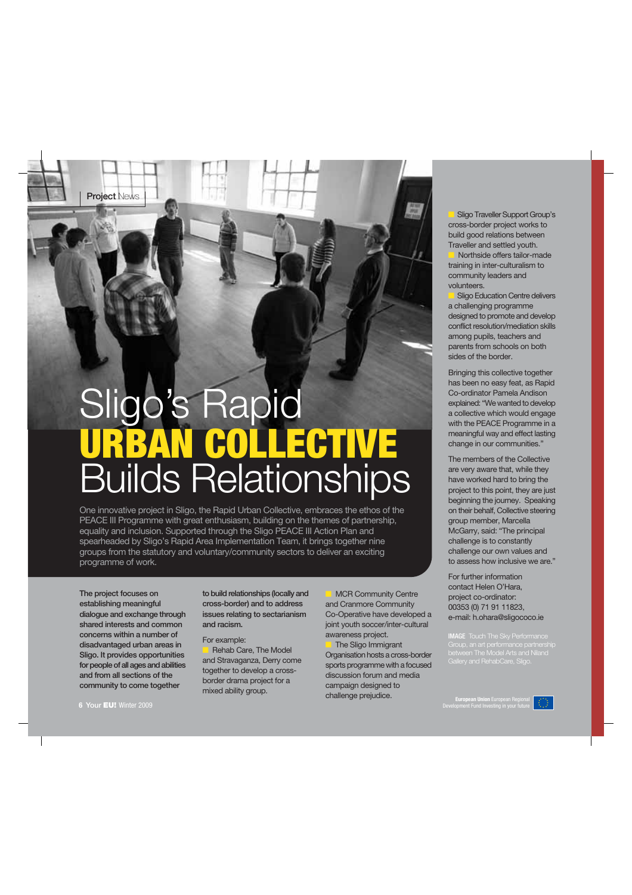Project News

# Sligo's Rapid **URBAN COLLECTIVE** Builds Relationships

One innovative project in Sligo, the Rapid Urban Collective, embraces the ethos of the PEACE III Programme with great enthusiasm, building on the themes of partnership, equality and inclusion. Supported through the Sligo PEACE III Action Plan and spearheaded by Sligo's Rapid Area Implementation Team, it brings together nine groups from the statutory and voluntary/community sectors to deliver an exciting programme of work.

**The project focuses on establishing meaningful dialogue and exchange through shared interests and common concerns within a number of disadvantaged urban areas in Sligo. It provides opportunities for people of all ages and abilities and from all sections of the community to come together to build relationships (locally and cross-border) and to address issues relating to sectarianism and racism.**

For example:

- Rehab Care, The Model and Stravaganza, Derry come together to develop a cross-border drama project for a mixed ability group.
- MCR Community Centre and Cranmore Community Co-Operative have developed a joint youth soccer/inter-cultural awareness project.
- The Sligo Immigrant Organisation hosts a cross-border sports programme with a focused discussion forum and media campaign designed to challenge prejudice.
- Sligo Traveller Support Group's cross-border project works to build good relations between Traveller and settled youth.
- Northside offers tailor-made training in inter-culturalism to community leaders and volunteers.
- Sligo Education Centre delivers a challenging programme designed to promote and develop conflict resolution/mediation skills among pupils, teachers and parents from schools on both sides of the border.

Bringing this collective together has been no easy feat, as Rapid Co-ordinator Pamela Andison explained: "We wanted to develop a collective which would engage with the PEACE Programme in a meaningful way and effect lasting change in our communities."

The members of the Collective are very aware that, while they have worked hard to bring the project to this point, they are just beginning the journey. Speaking on their behalf, Collective steering group member, Marcella McGarry, said: "The principal challenge is to constantly challenge our own values and to assess how inclusive we are."

For further information contact Helen O'Hara, project co-ordinator: 00353 (0) 71 91 11823, e-mail: h.ohara@sligococo.ie

**IMAGE** Touch The Sky Performance Group, an art performance partnership between The Model Arts and Niland Gallery and RehabCare, Sligo.

**European Union** European Regional Development Fund Investing in your future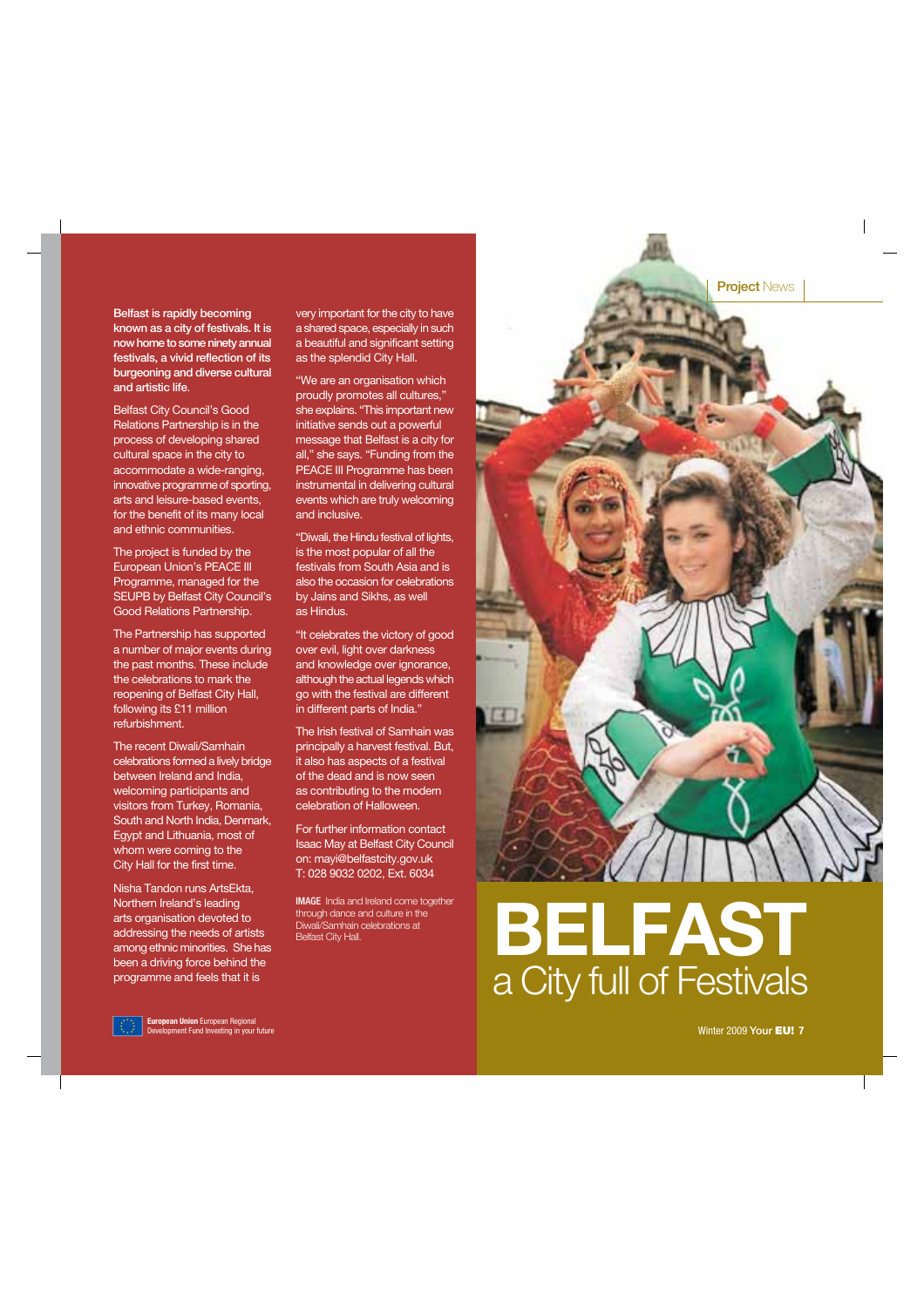Project News

# BELFAST
## a City full of Festivals

**Belfast is rapidly becoming known as a city of festivals. It is now home to some ninety annual festivals, a vivid reflection of its burgeoning and diverse cultural and artistic life.**

Belfast City Council's Good Relations Partnership is in the process of developing shared cultural space in the city to accommodate a wide-ranging, innovative programme of sporting, arts and leisure-based events, for the benefit of its many local and ethnic communities.

The project is funded by the European Union's PEACE III Programme, managed for the SEUPB by Belfast City Council's Good Relations Partnership.

The Partnership has supported a number of major events during the past months. These include the celebrations to mark the reopening of Belfast City Hall, following its £11 million refurbishment.

The recent Diwali/Samhain celebrations formed a lively bridge between Ireland and India, welcoming participants and visitors from Turkey, Romania, South and North India, Denmark, Egypt and Lithuania, most of whom were coming to the City Hall for the first time.

Nisha Tandon runs ArtsEkta, Northern Ireland's leading arts organisation devoted to addressing the needs of artists among ethnic minorities. She has been a driving force behind the programme and feels that it is very important for the city to have a shared space, especially in such a beautiful and significant setting as the splendid City Hall.

"We are an organisation which proudly promotes all cultures," she explains. "This important new initiative sends out a powerful message that Belfast is a city for all," she says. "Funding from the PEACE III Programme has been instrumental in delivering cultural events which are truly welcoming and inclusive.

"Diwali, the Hindu festival of lights, is the most popular of all the festivals from South Asia and is also the occasion for celebrations by Jains and Sikhs, as well as Hindus.

"It celebrates the victory of good over evil, light over darkness and knowledge over ignorance, although the actual legends which go with the festival are different in different parts of India."

The Irish festival of Samhain was principally a harvest festival. But, it also has aspects of a festival of the dead and is now seen as contributing to the modern celebration of Halloween.

For further information contact Isaac May at Belfast City Council on: mayi@belfastcity.gov.uk
T: 028 9032 0202, Ext. 6034

**IMAGE** India and Ireland come together through dance and culture in the Diwali/Samhain celebrations at Belfast City Hall.

**European Union** European Regional Development Fund Investing in your future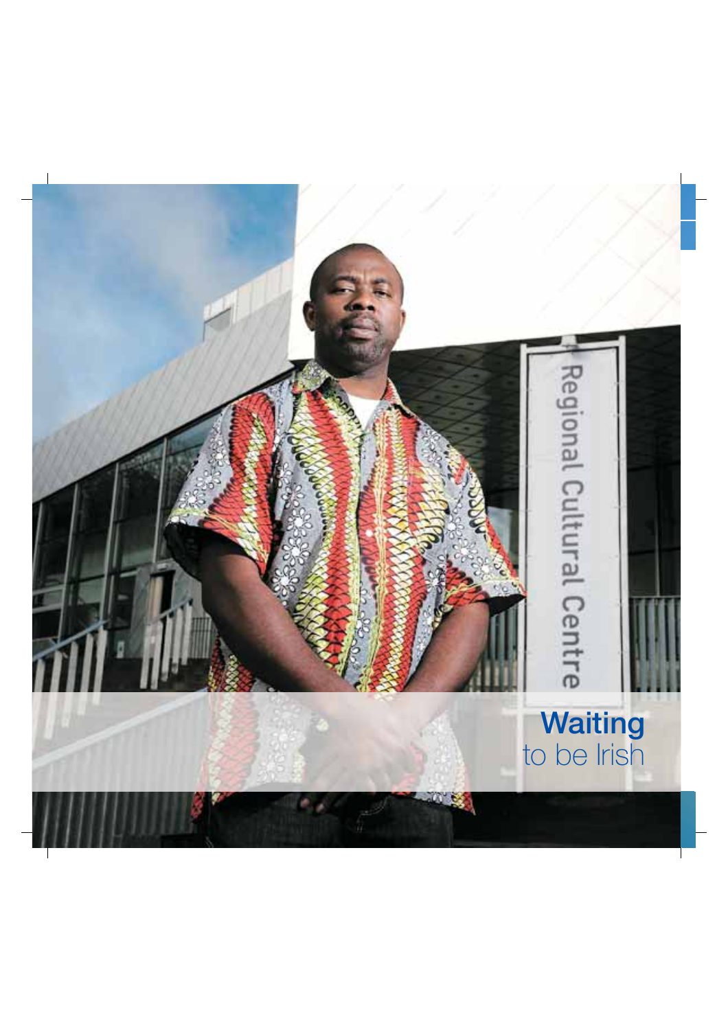# **Waiting** to be Irish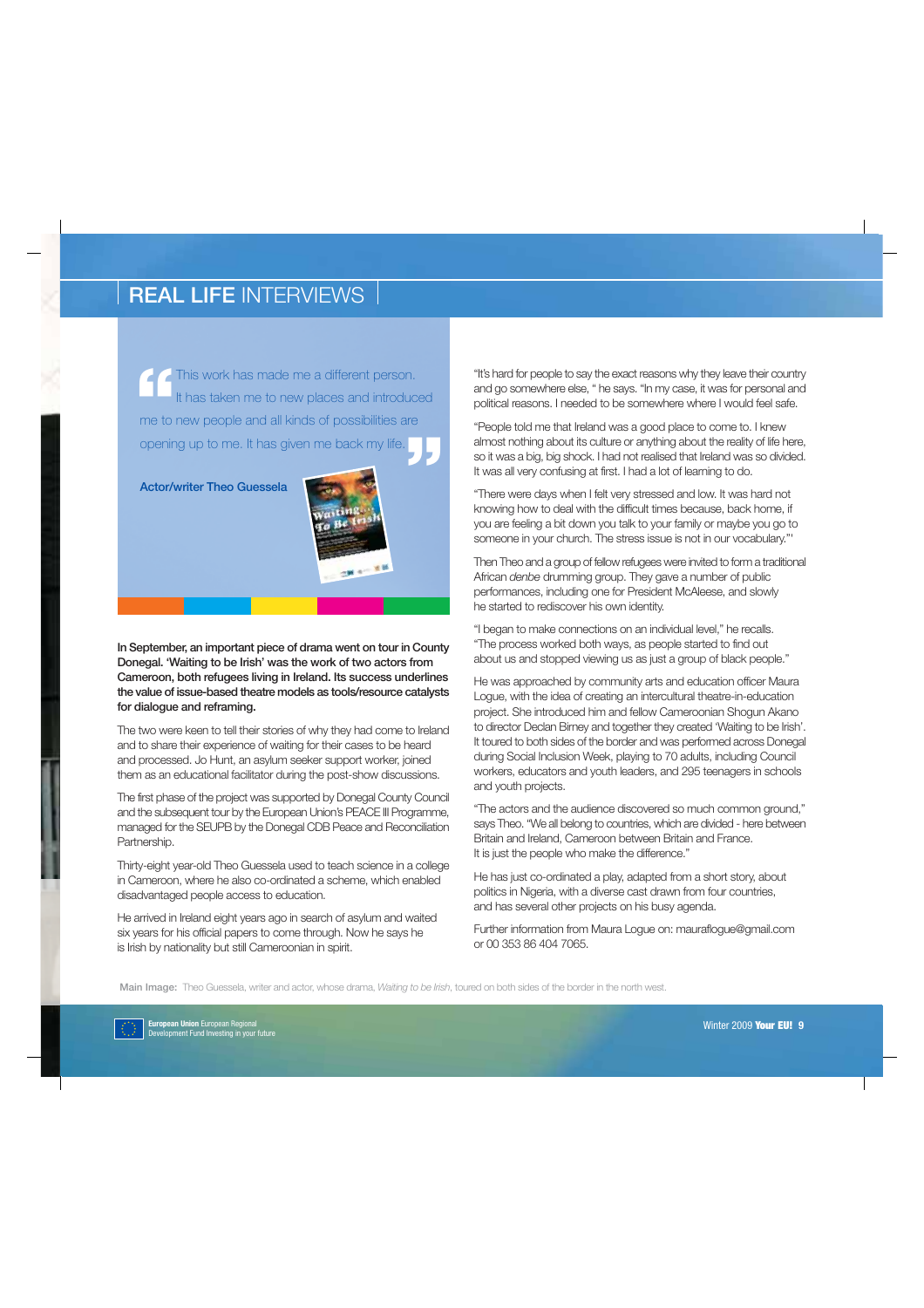# REAL LIFE INTERVIEWS

> This work has made me a different person. It has taken me to new places and introduced me to new people and all kinds of possibilities are opening up to me. It has given me back my life.

**Actor/writer Theo Guessela**

**In September, an important piece of drama went on tour in County Donegal. 'Waiting to be Irish' was the work of two actors from Cameroon, both refugees living in Ireland. Its success underlines the value of issue-based theatre models as tools/resource catalysts for dialogue and reframing.**

The two were keen to tell their stories of why they had come to Ireland and to share their experience of waiting for their cases to be heard and processed. Jo Hunt, an asylum seeker support worker, joined them as an educational facilitator during the post-show discussions.

The first phase of the project was supported by Donegal County Council and the subsequent tour by the European Union's PEACE III Programme, managed for the SEUPB by the Donegal CDB Peace and Reconciliation Partnership.

Thirty-eight year-old Theo Guessela used to teach science in a college in Cameroon, where he also co-ordinated a scheme, which enabled disadvantaged people access to education.

He arrived in Ireland eight years ago in search of asylum and waited six years for his official papers to come through. Now he says he is Irish by nationality but still Cameroonian in spirit.

"It's hard for people to say the exact reasons why they leave their country and go somewhere else, " he says. "In my case, it was for personal and political reasons. I needed to be somewhere where I would feel safe.

"People told me that Ireland was a good place to come to. I knew almost nothing about its culture or anything about the reality of life here, so it was a big, big shock. I had not realised that Ireland was so divided. It was all very confusing at first. I had a lot of learning to do.

"There were days when I felt very stressed and low. It was hard not knowing how to deal with the difficult times because, back home, if you are feeling a bit down you talk to your family or maybe you go to someone in your church. The stress issue is not in our vocabulary."'

Then Theo and a group of fellow refugees were invited to form a traditional African *denbe* drumming group. They gave a number of public performances, including one for President McAleese, and slowly he started to rediscover his own identity.

"I began to make connections on an individual level," he recalls. "The process worked both ways, as people started to find out about us and stopped viewing us as just a group of black people."

He was approached by community arts and education officer Maura Logue, with the idea of creating an intercultural theatre-in-education project. She introduced him and fellow Cameroonian Shogun Akano to director Declan Birney and together they created 'Waiting to be Irish'. It toured to both sides of the border and was performed across Donegal during Social Inclusion Week, playing to 70 adults, including Council workers, educators and youth leaders, and 295 teenagers in schools and youth projects.

"The actors and the audience discovered so much common ground," says Theo. "We all belong to countries, which are divided - here between Britain and Ireland, Cameroon between Britain and France. It is just the people who make the difference."

He has just co-ordinated a play, adapted from a short story, about politics in Nigeria, with a diverse cast drawn from four countries, and has several other projects on his busy agenda.

Further information from Maura Logue on: mauraflogue@gmail.com or 00 353 86 404 7065.

**Main Image:** Theo Guessela, writer and actor, whose drama, *Waiting to be Irish*, toured on both sides of the border in the north west.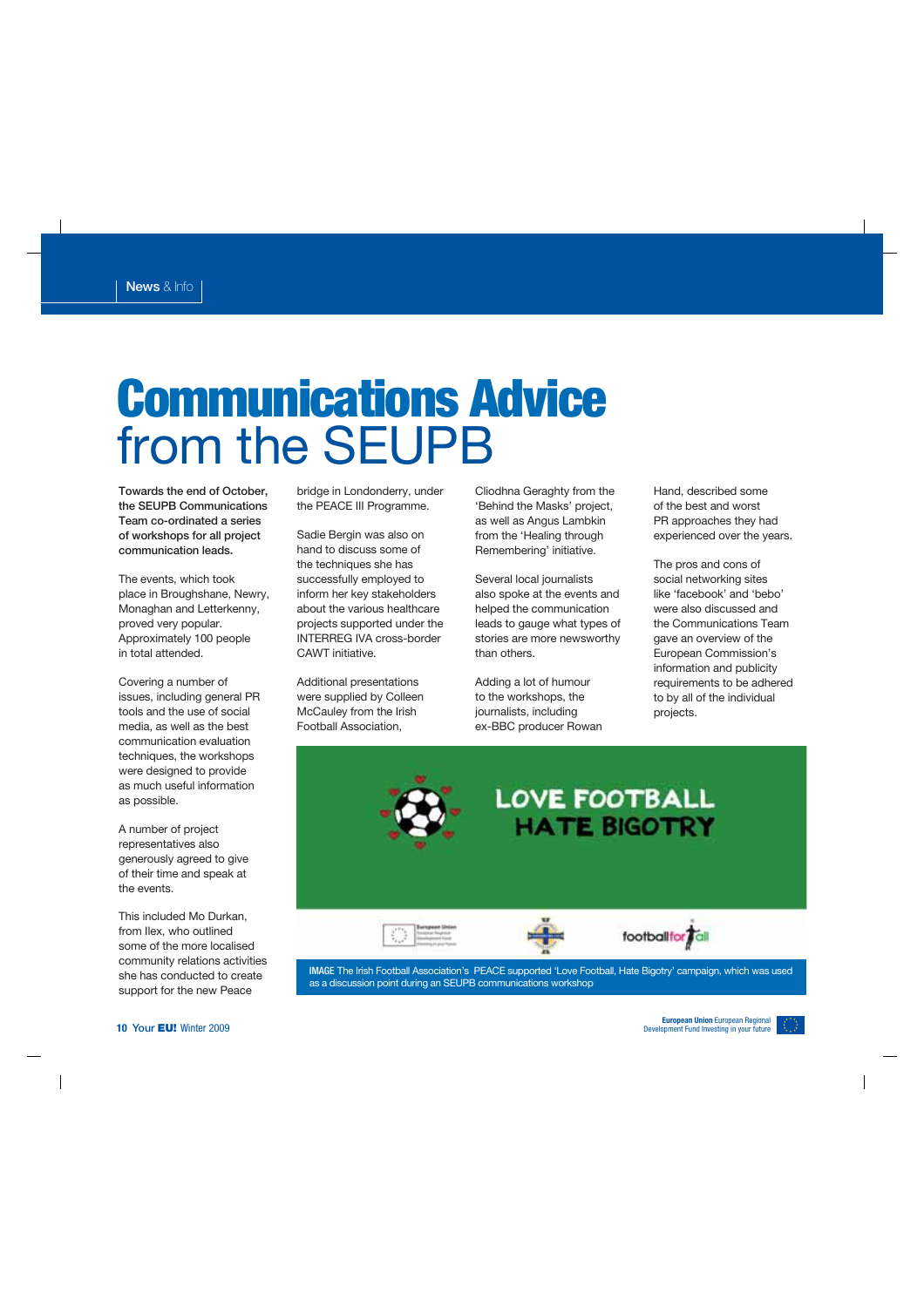# Communications Advice from the SEUPB

**Towards the end of October, the SEUPB Communications Team co-ordinated a series of workshops for all project communication leads.**

The events, which took place in Broughshane, Newry, Monaghan and Letterkenny, proved very popular. Approximately 100 people in total attended.

Covering a number of issues, including general PR tools and the use of social media, as well as the best communication evaluation techniques, the workshops were designed to provide as much useful information as possible.

A number of project representatives also generously agreed to give of their time and speak at the events.

This included Mo Durkan, from Ilex, who outlined some of the more localised community relations activities she has conducted to create support for the new Peace bridge in Londonderry, under the PEACE III Programme.

Sadie Bergin was also on hand to discuss some of the techniques she has successfully employed to inform her key stakeholders about the various healthcare projects supported under the INTERREG IVA cross-border CAWT initiative.

Additional presentations were supplied by Colleen McCauley from the Irish Football Association, Cliodhna Geraghty from the 'Behind the Masks' project, as well as Angus Lambkin from the 'Healing through Remembering' initiative.

Several local journalists also spoke at the events and helped the communication leads to gauge what types of stories are more newsworthy than others.

Adding a lot of humour to the workshops, the journalists, including ex-BBC producer Rowan Hand, described some of the best and worst PR approaches they had experienced over the years.

The pros and cons of social networking sites like 'facebook' and 'bebo' were also discussed and the Communications Team gave an overview of the European Commission's information and publicity requirements to be adhered to by all of the individual projects.

**IMAGE** The Irish Football Association's PEACE supported 'Love Football, Hate Bigotry' campaign, which was used as a discussion point during an SEUPB communications workshop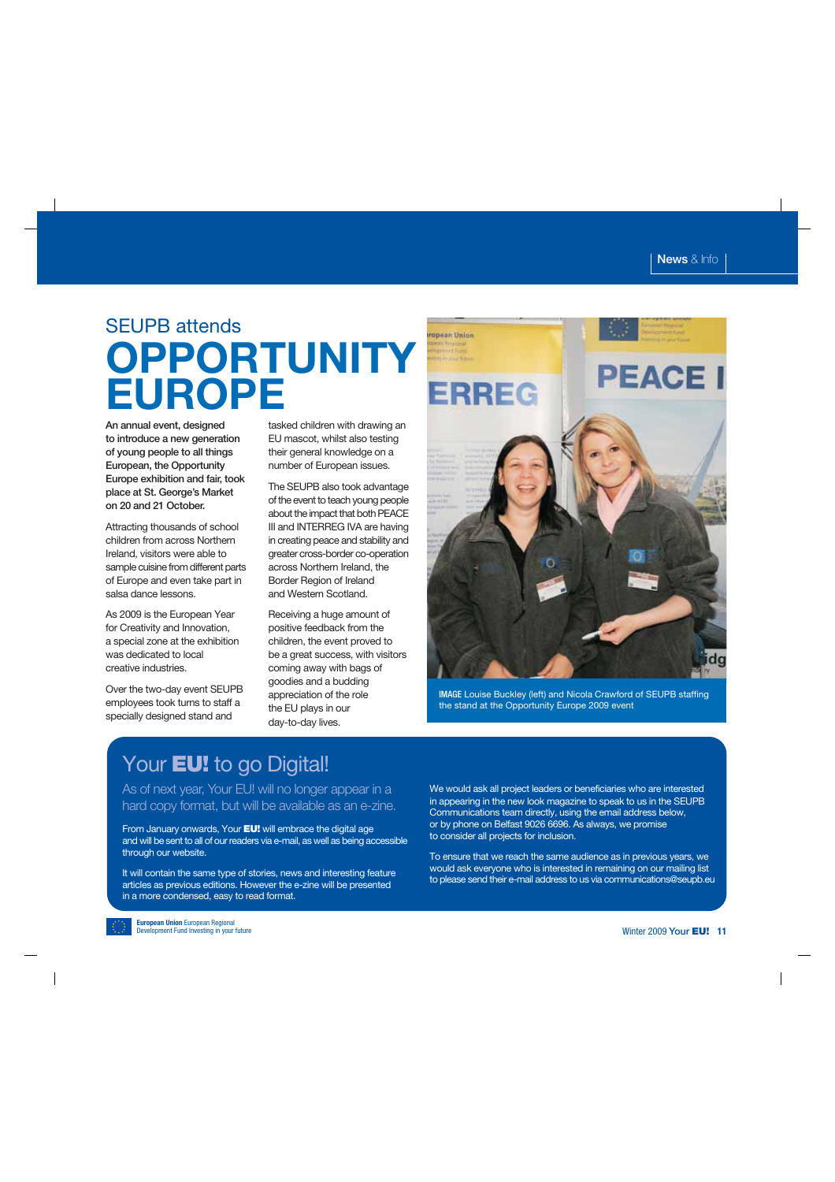# SEUPB attends OPPORTUNITY EUROPE

**An annual event, designed to introduce a new generation of young people to all things European, the Opportunity Europe exhibition and fair, took place at St. George's Market on 20 and 21 October.**

Attracting thousands of school children from across Northern Ireland, visitors were able to sample cuisine from different parts of Europe and even take part in salsa dance lessons.

As 2009 is the European Year for Creativity and Innovation, a special zone at the exhibition was dedicated to local creative industries.

Over the two-day event SEUPB employees took turns to staff a specially designed stand and tasked children with drawing an EU mascot, whilst also testing their general knowledge on a number of European issues.

The SEUPB also took advantage of the event to teach young people about the impact that both PEACE III and INTERREG IVA are having in creating peace and stability and greater cross-border co-operation across Northern Ireland, the Border Region of Ireland and Western Scotland.

Receiving a huge amount of positive feedback from the children, the event proved to be a great success, with visitors coming away with bags of goodies and a budding appreciation of the role the EU plays in our day-to-day lives.

**IMAGE** Louise Buckley (left) and Nicola Crawford of SEUPB staffing the stand at the Opportunity Europe 2009 event

## Your EU! to go Digital!

As of next year, Your EU! will no longer appear in a hard copy format, but will be available as an e-zine.

From January onwards, Your **EU!** will embrace the digital age and will be sent to all of our readers via e-mail, as well as being accessible through our website.

It will contain the same type of stories, news and interesting feature articles as previous editions. However the e-zine will be presented in a more condensed, easy to read format.

We would ask all project leaders or beneficiaries who are interested in appearing in the new look magazine to speak to us in the SEUPB Communications team directly, using the email address below, or by phone on Belfast 9026 6696. As always, we promise to consider all projects for inclusion.

To ensure that we reach the same audience as in previous years, we would ask everyone who is interested in remaining on our mailing list to please send their e-mail address to us via communications@seupb.eu

**European Union** European Regional Development Fund Investing in your future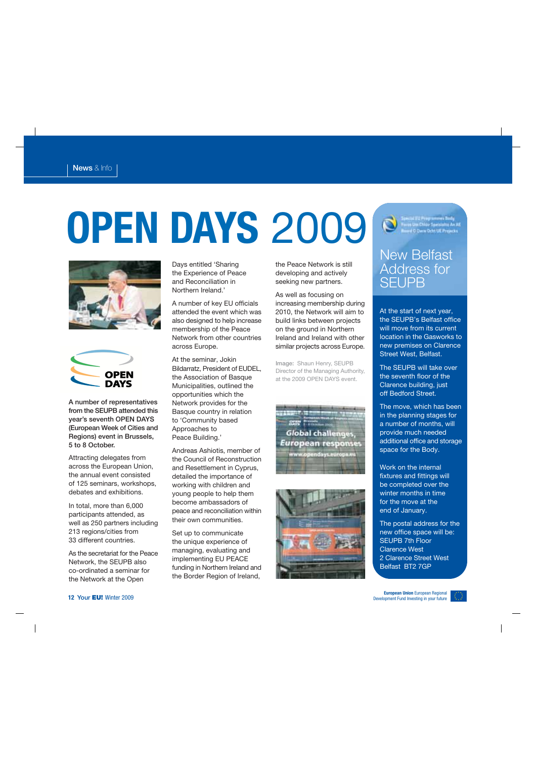# OPEN DAYS 2009

**A number of representatives from the SEUPB attended this year's seventh OPEN DAYS (European Week of Cities and Regions) event in Brussels, 5 to 8 October.**

Attracting delegates from across the European Union, the annual event consisted of 125 seminars, workshops, debates and exhibitions.

In total, more than 6,000 participants attended, as well as 250 partners including 213 regions/cities from 33 different countries.

As the secretariat for the Peace Network, the SEUPB also co-ordinated a seminar for the Network at the Open Days entitled 'Sharing the Experience of Peace and Reconciliation in Northern Ireland.'

A number of key EU officials attended the event which was also designed to help increase membership of the Peace Network from other countries across Europe.

At the seminar, Jokin Bildarratz, President of EUDEL, the Association of Basque Municipalities, outlined the opportunities which the Network provides for the Basque country in relation to 'Community based Approaches to Peace Building.'

Andreas Ashiotis, member of the Council of Reconstruction and Resettlement in Cyprus, detailed the importance of working with children and young people to help them become ambassadors of peace and reconciliation within their own communities.

Set up to communicate the unique experience of managing, evaluating and implementing EU PEACE funding in Northern Ireland and the Border Region of Ireland, the Peace Network is still developing and actively seeking new partners.

As well as focusing on increasing membership during 2010, the Network will aim to build links between projects on the ground in Northern Ireland and Ireland with other similar projects across Europe.

Image: Shaun Henry, SEUPB Director of the Managing Authority, at the 2009 OPEN DAYS event.

## New Belfast Address for SEUPB

At the start of next year, the SEUPB's Belfast office will move from its current location in the Gasworks to new premises on Clarence Street West, Belfast.

The SEUPB will take over the seventh floor of the Clarence building, just off Bedford Street.

The move, which has been in the planning stages for a number of months, will provide much needed additional office and storage space for the Body.

Work on the internal fixtures and fittings will be completed over the winter months in time for the move at the end of January.

The postal address for the new office space will be:
SEUPB 7th Floor
Clarence West
2 Clarence Street West
Belfast BT2 7GP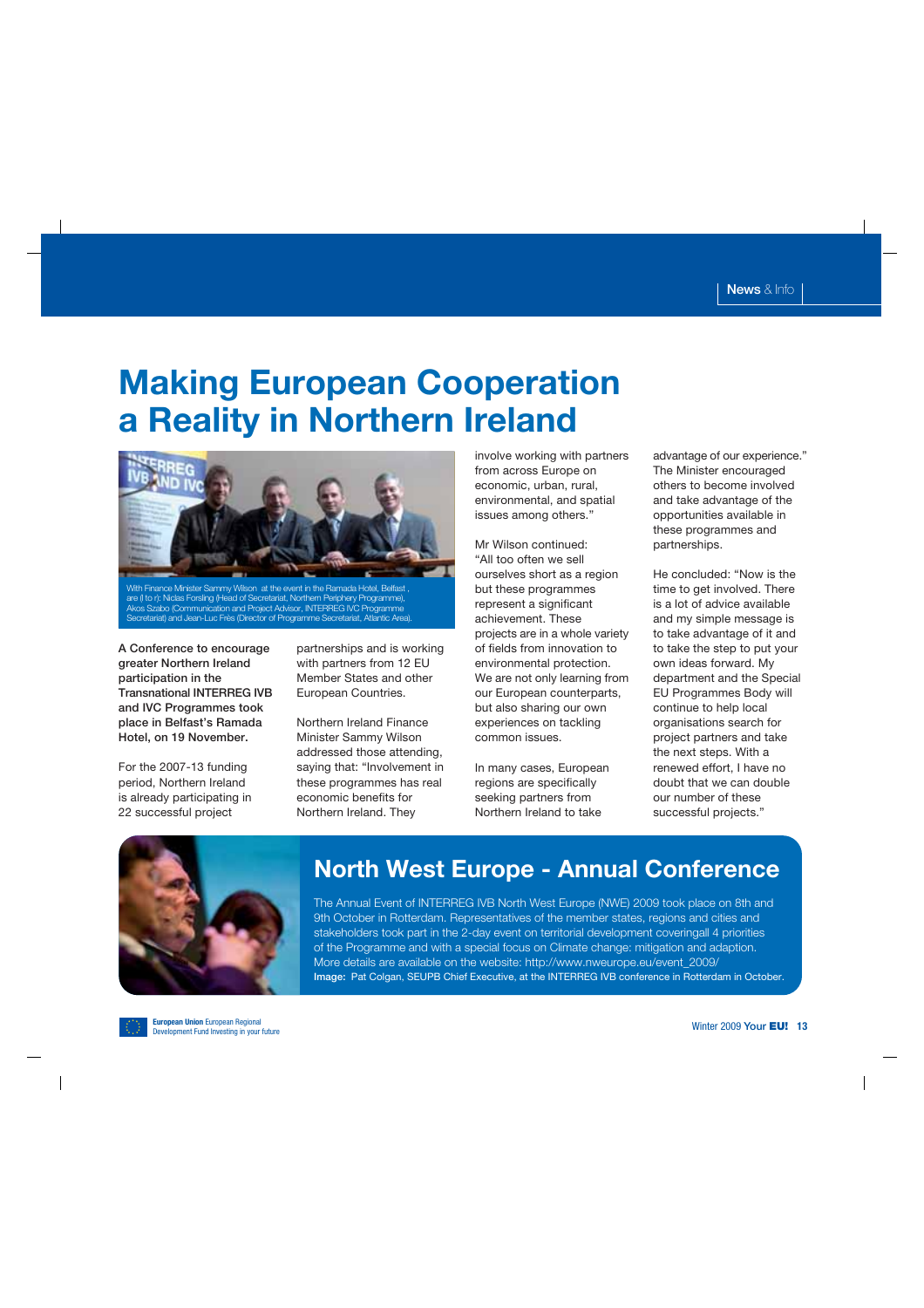# Making European Cooperation a Reality in Northern Ireland

With Finance Minister Sammy Wilson at the event in the Ramada Hotel, Belfast, are (l to r): Niclas Forsling (Head of Secretariat, Northern Periphery Programme), Akos Szabo (Communication and Project Advisor, INTERREG IVC Programme Secretariat) and Jean-Luc Frès (Director of Programme Secretariat, Atlantic Area).

**A Conference to encourage greater Northern Ireland participation in the Transnational INTERREG IVB and IVC Programmes took place in Belfast's Ramada Hotel, on 19 November.**

For the 2007-13 funding period, Northern Ireland is already participating in 22 successful project partnerships and is working with partners from 12 EU Member States and other European Countries.

Northern Ireland Finance Minister Sammy Wilson addressed those attending, saying that: "Involvement in these programmes has real economic benefits for Northern Ireland. They involve working with partners from across Europe on economic, urban, rural, environmental, and spatial issues among others."

Mr Wilson continued: "All too often we sell ourselves short as a region but these programmes represent a significant achievement. These projects are in a whole variety of fields from innovation to environmental protection. We are not only learning from our European counterparts, but also sharing our own experiences on tackling common issues.

In many cases, European regions are specifically seeking partners from Northern Ireland to take advantage of our experience." The Minister encouraged others to become involved and take advantage of the opportunities available in these programmes and partnerships.

He concluded: "Now is the time to get involved. There is a lot of advice available and my simple message is to take advantage of it and to take the step to put your own ideas forward. My department and the Special EU Programmes Body will continue to help local organisations search for project partners and take the next steps. With a renewed effort, I have no doubt that we can double our number of these successful projects."

## North West Europe - Annual Conference

The Annual Event of INTERREG IVB North West Europe (NWE) 2009 took place on 8th and 9th October in Rotterdam. Representatives of the member states, regions and cities and stakeholders took part in the 2-day event on territorial development coveringall 4 priorities of the Programme and with a special focus on Climate change: mitigation and adaption. More details are available on the website: http://www.nweurope.eu/event_2009/

**Image:** Pat Colgan, SEUPB Chief Executive, at the INTERREG IVB conference in Rotterdam in October.

**European Union** European Regional Development Fund Investing in your future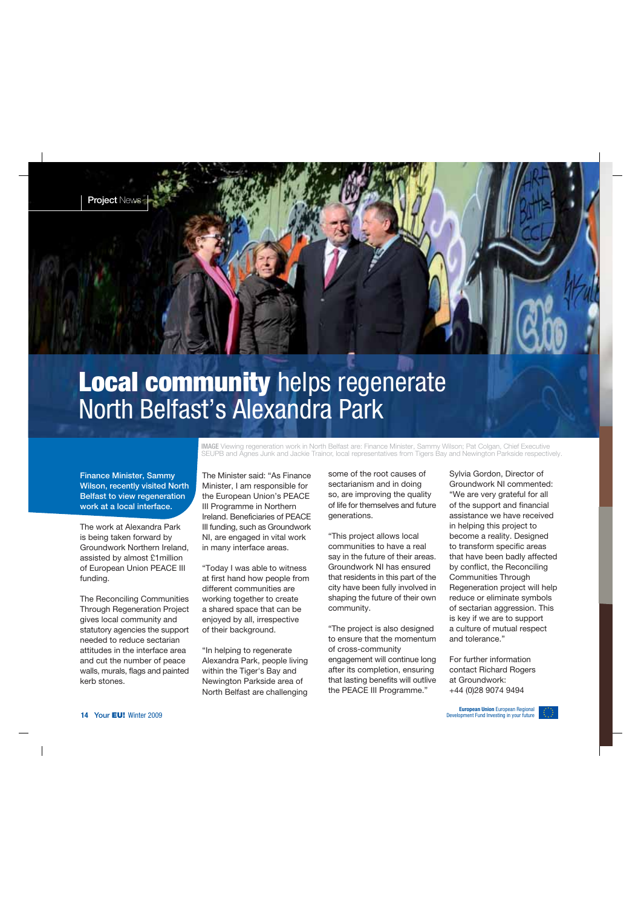Project News

# **Local community** helps regenerate North Belfast's Alexandra Park

**IMAGE** Viewing regeneration work in North Belfast are: Finance Minister, Sammy Wilson; Pat Colgan, Chief Executive SEUPB and Agnes Junk and Jackie Trainor, local representatives from Tigers Bay and Newington Parkside respectively.

**Finance Minister, Sammy Wilson, recently visited North Belfast to view regeneration work at a local interface.**

The work at Alexandra Park is being taken forward by Groundwork Northern Ireland, assisted by almost £1million of European Union PEACE III funding.

The Reconciling Communities Through Regeneration Project gives local community and statutory agencies the support needed to reduce sectarian attitudes in the interface area and cut the number of peace walls, murals, flags and painted kerb stones.

The Minister said: "As Finance Minister, I am responsible for the European Union's PEACE III Programme in Northern Ireland. Beneficiaries of PEACE III funding, such as Groundwork NI, are engaged in vital work in many interface areas.

"Today I was able to witness at first hand how people from different communities are working together to create a shared space that can be enjoyed by all, irrespective of their background.

"In helping to regenerate Alexandra Park, people living within the Tiger's Bay and Newington Parkside area of North Belfast are challenging some of the root causes of sectarianism and in doing so, are improving the quality of life for themselves and future generations.

"This project allows local communities to have a real say in the future of their areas. Groundwork NI has ensured that residents in this part of the city have been fully involved in shaping the future of their own community.

"The project is also designed to ensure that the momentum of cross-community engagement will continue long after its completion, ensuring that lasting benefits will outlive the PEACE III Programme."

Sylvia Gordon, Director of Groundwork NI commented: "We are very grateful for all of the support and financial assistance we have received in helping this project to become a reality. Designed to transform specific areas that have been badly affected by conflict, the Reconciling Communities Through Regeneration project will help reduce or eliminate symbols of sectarian aggression. This is key if we are to support a culture of mutual respect and tolerance."

For further information contact Richard Rogers at Groundwork:
+44 (0)28 9074 9494

**European Union** European Regional Development Fund Investing in your future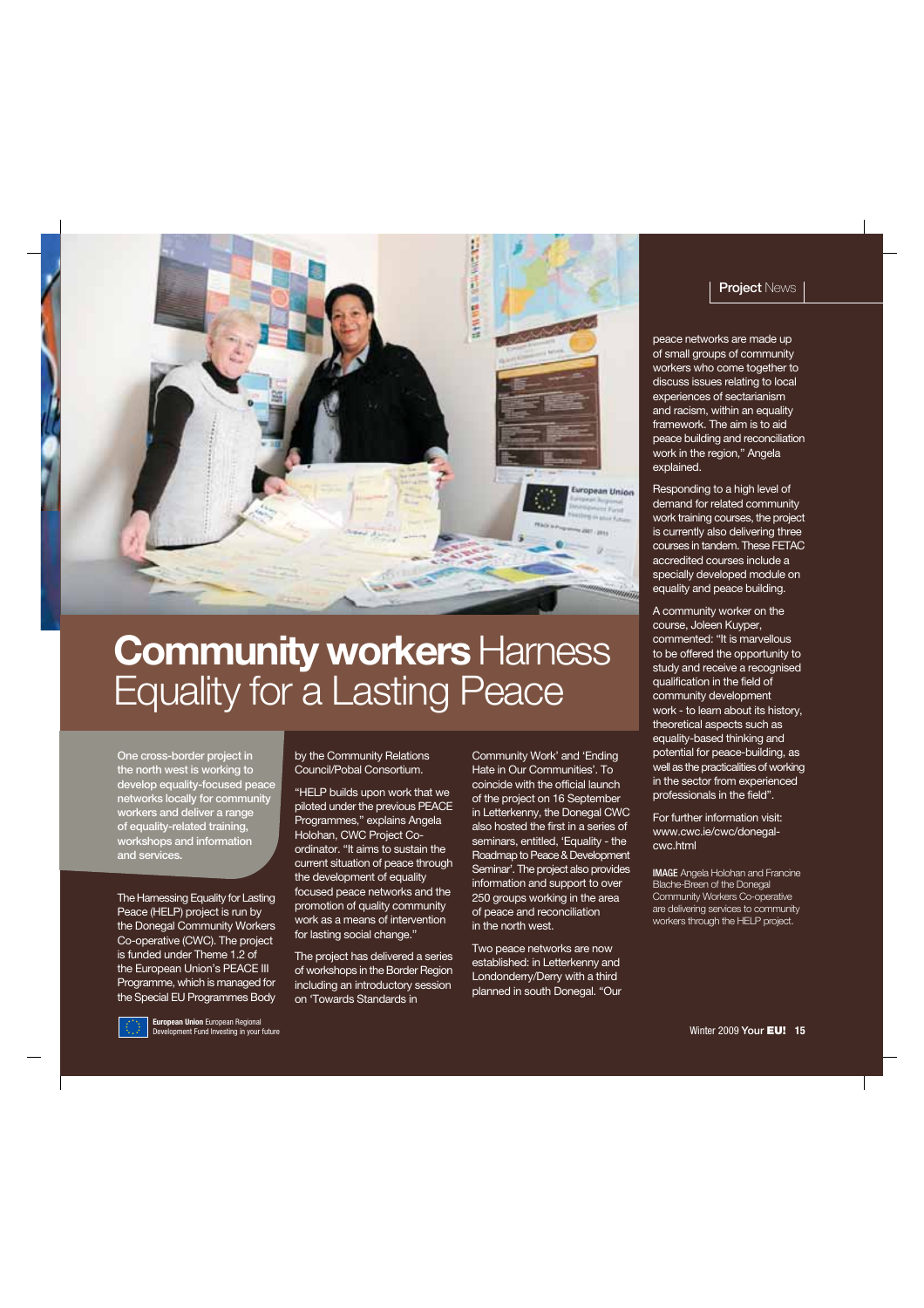# **Community workers** Harness Equality for a Lasting Peace

**One cross-border project in the north west is working to develop equality-focused peace networks locally for community workers and deliver a range of equality-related training, workshops and information and services.**

The Harnessing Equality for Lasting Peace (HELP) project is run by the Donegal Community Workers Co-operative (CWC). The project is funded under Theme 1.2 of the European Union's PEACE III Programme, which is managed for the Special EU Programmes Body by the Community Relations Council/Pobal Consortium.

"HELP builds upon work that we piloted under the previous PEACE Programmes," explains Angela Holohan, CWC Project Co-ordinator. "It aims to sustain the current situation of peace through the development of equality focused peace networks and the promotion of quality community work as a means of intervention for lasting social change."

The project has delivered a series of workshops in the Border Region including an introductory session on 'Towards Standards in Community Work' and 'Ending Hate in Our Communities'. To coincide with the official launch of the project on 16 September in Letterkenny, the Donegal CWC also hosted the first in a series of seminars, entitled, 'Equality - the Roadmap to Peace & Development Seminar'. The project also provides information and support to over 250 groups working in the area of peace and reconciliation in the north west.

Two peace networks are now established: in Letterkenny and Londonderry/Derry with a third planned in south Donegal. "Our peace networks are made up of small groups of community workers who come together to discuss issues relating to local experiences of sectarianism and racism, within an equality framework. The aim is to aid peace building and reconciliation work in the region," Angela explained.

Responding to a high level of demand for related community work training courses, the project is currently also delivering three courses in tandem. These FETAC accredited courses include a specially developed module on equality and peace building.

A community worker on the course, Joleen Kuyper, commented: "It is marvellous to be offered the opportunity to study and receive a recognised qualification in the field of community development work - to learn about its history, theoretical aspects such as equality-based thinking and potential for peace-building, as well as the practicalities of working in the sector from experienced professionals in the field".

For further information visit: www.cwc.ie/cwc/donegal-cwc.html

**IMAGE** Angela Holohan and Francine Blache-Breen of the Donegal Community Workers Co-operative are delivering services to community workers through the HELP project.

**European Union** European Regional Development Fund Investing in your future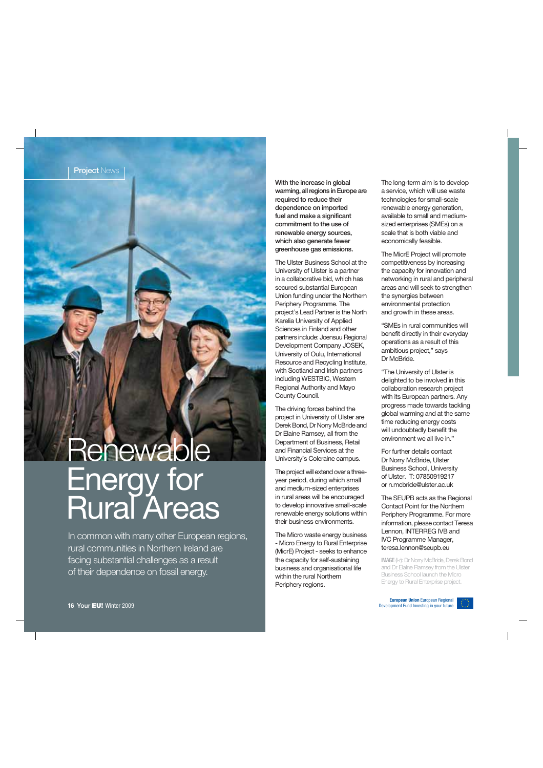Project News

# Renewable Energy for Rural Areas

In common with many other European regions, rural communities in Northern Ireland are facing substantial challenges as a result of their dependence on fossil energy.

**With the increase in global warming, all regions in Europe are required to reduce their dependence on imported fuel and make a significant commitment to the use of renewable energy sources, which also generate fewer greenhouse gas emissions.**

The Ulster Business School at the University of Ulster is a partner in a collaborative bid, which has secured substantial European Union funding under the Northern Periphery Programme. The project's Lead Partner is the North Karelia University of Applied Sciences in Finland and other partners include: Joensuu Regional Development Company JOSEK, University of Oulu, International Resource and Recycling Institute, with Scotland and Irish partners including WESTBIC, Western Regional Authority and Mayo County Council.

The driving forces behind the project in University of Ulster are Derek Bond, Dr Norry McBride and Dr Elaine Ramsey, all from the Department of Business, Retail and Financial Services at the University's Coleraine campus.

The project will extend over a three-year period, during which small and medium-sized enterprises in rural areas will be encouraged to develop innovative small-scale renewable energy solutions within their business environments.

The Micro waste energy business - Micro Energy to Rural Enterprise (MicrE) Project - seeks to enhance the capacity for self-sustaining business and organisational life within the rural Northern Periphery regions.

The long-term aim is to develop a service, which will use waste technologies for small-scale renewable energy generation, available to small and medium-sized enterprises (SMEs) on a scale that is both viable and economically feasible.

The MicrE Project will promote competitiveness by increasing the capacity for innovation and networking in rural and peripheral areas and will seek to strengthen the synergies between environmental protection and growth in these areas.

"SMEs in rural communities will benefit directly in their everyday operations as a result of this ambitious project," says Dr McBride.

"The University of Ulster is delighted to be involved in this collaboration research project with its European partners. Any progress made towards tackling global warming and at the same time reducing energy costs will undoubtedly benefit the environment we all live in."

For further details contact Dr Norry McBride, Ulster Business School, University of Ulster. T: 07850919217 or n.mcbride@ulster.ac.uk

The SEUPB acts as the Regional Contact Point for the Northern Periphery Programme. For more information, please contact Teresa Lennon, INTERREG IVB and IVC Programme Manager, teresa.lennon@seupb.eu

IMAGE (l-r): Dr Norry McBride, Derek Bond and Dr Elaine Ramsey from the Ulster Business School launch the Micro Energy to Rural Enterprise project.

**European Union** European Regional Development Fund Investing in your future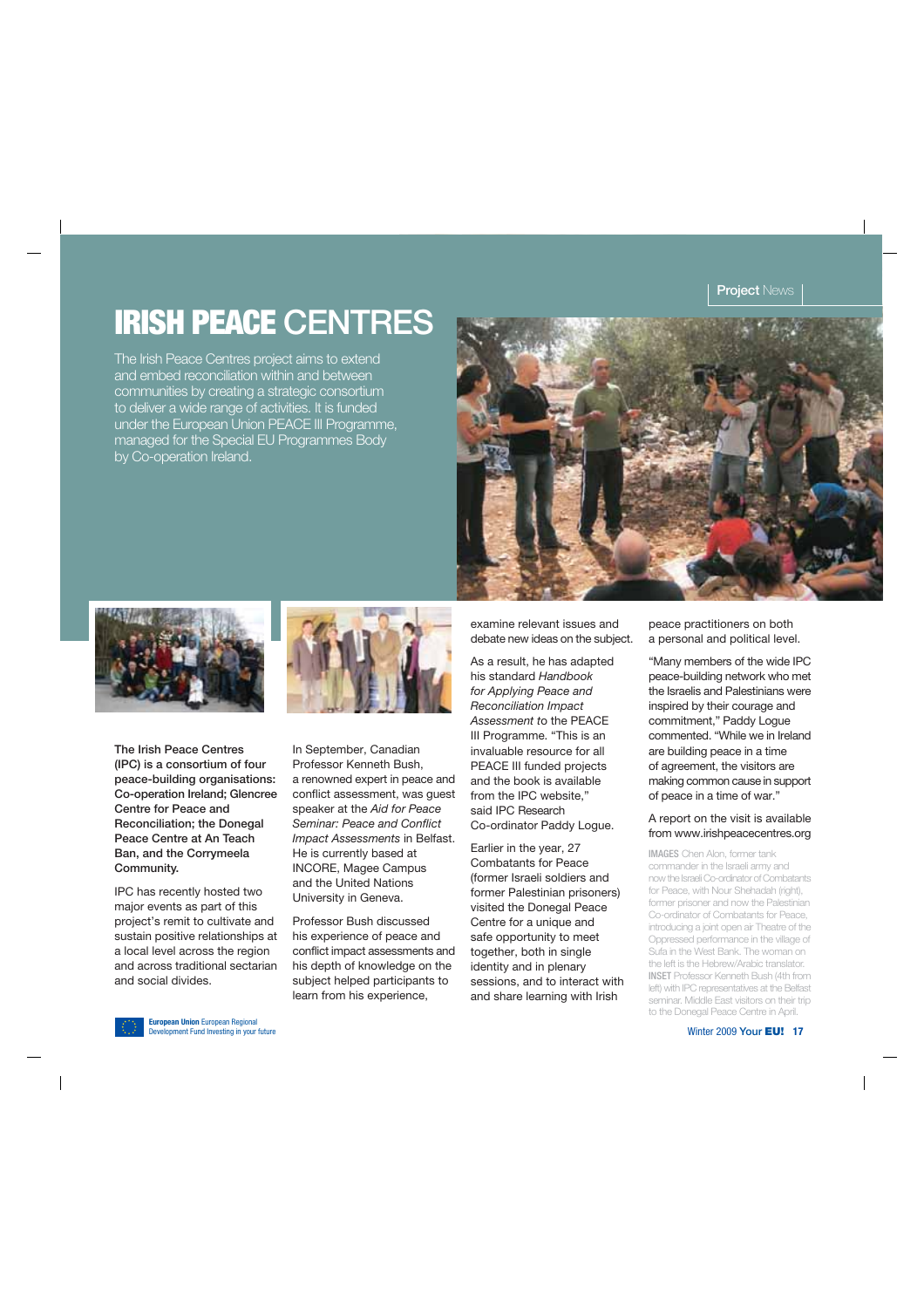# IRISH PEACE CENTRES

The Irish Peace Centres project aims to extend and embed reconciliation within and between communities by creating a strategic consortium to deliver a wide range of activities. It is funded under the European Union PEACE III Programme, managed for the Special EU Programmes Body by Co-operation Ireland.

**The Irish Peace Centres (IPC) is a consortium of four peace-building organisations: Co-operation Ireland; Glencree Centre for Peace and Reconciliation; the Donegal Peace Centre at An Teach Ban, and the Corrymeela Community.**

IPC has recently hosted two major events as part of this project's remit to cultivate and sustain positive relationships at a local level across the region and across traditional sectarian and social divides.

In September, Canadian Professor Kenneth Bush, a renowned expert in peace and conflict assessment, was guest speaker at the *Aid for Peace Seminar: Peace and Conflict Impact Assessments* in Belfast. He is currently based at INCORE, Magee Campus and the United Nations University in Geneva.

Professor Bush discussed his experience of peace and conflict impact assessments and his depth of knowledge on the subject helped participants to learn from his experience, examine relevant issues and debate new ideas on the subject.

As a result, he has adapted his standard *Handbook for Applying Peace and Reconciliation Impact Assessment* to the PEACE III Programme. "This is an invaluable resource for all PEACE III funded projects and the book is available from the IPC website," said IPC Research Co-ordinator Paddy Logue.

Earlier in the year, 27 Combatants for Peace (former Israeli soldiers and former Palestinian prisoners) visited the Donegal Peace Centre for a unique and safe opportunity to meet together, both in single identity and in plenary sessions, and to interact with and share learning with Irish peace practitioners on both a personal and political level.

"Many members of the wide IPC peace-building network who met the Israelis and Palestinians were inspired by their courage and commitment," Paddy Logue commented. "While we in Ireland are building peace in a time of agreement, the visitors are making common cause in support of peace in a time of war."

A report on the visit is available from www.irishpeacecentres.org

**IMAGES** Chen Alon, former tank commander in the Israeli army and now the Israeli Co-ordinator of Combatants for Peace, with Nour Shehadah (right), former prisoner and now the Palestinian Co-ordinator of Combatants for Peace, introducing a joint open air Theatre of the Oppressed performance in the village of Sufa in the West Bank. The woman on the left is the Hebrew/Arabic translator. **INSET** Professor Kenneth Bush (4th from left) with IPC representatives at the Belfast seminar. Middle East visitors on their trip to the Donegal Peace Centre in April.

**European Union** European Regional Development Fund Investing in your future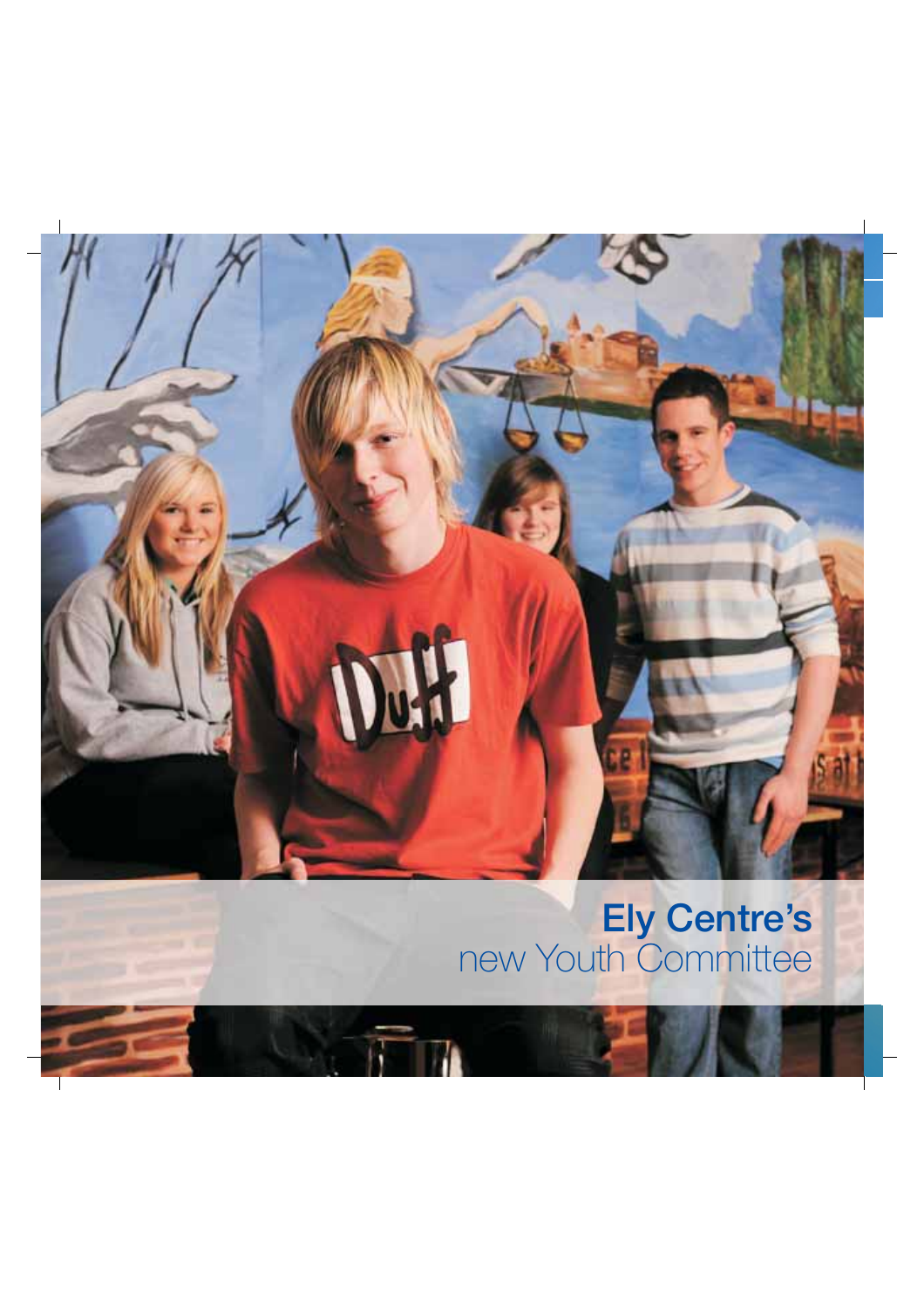**Ely Centre's**
new Youth Committee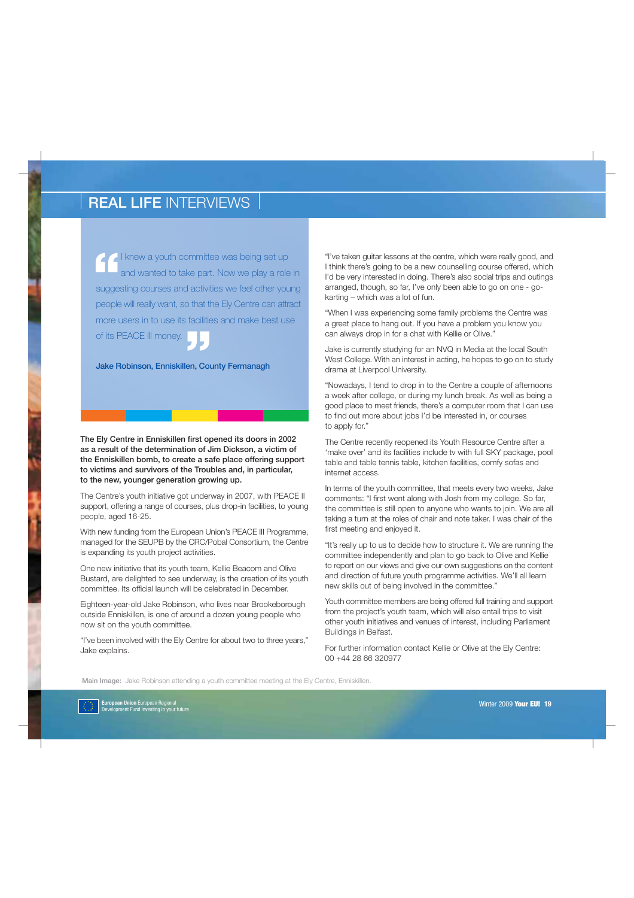# REAL LIFE INTERVIEWS

> I knew a youth committee was being set up and wanted to take part. Now we play a role in suggesting courses and activities we feel other young people will really want, so that the Ely Centre can attract more users in to use its facilities and make best use of its PEACE III money.

**Jake Robinson, Enniskillen, County Fermanagh**

**The Ely Centre in Enniskillen first opened its doors in 2002 as a result of the determination of Jim Dickson, a victim of the Enniskillen bomb, to create a safe place offering support to victims and survivors of the Troubles and, in particular, to the new, younger generation growing up.**

The Centre's youth initiative got underway in 2007, with PEACE II support, offering a range of courses, plus drop-in facilities, to young people, aged 16-25.

With new funding from the European Union's PEACE III Programme, managed for the SEUPB by the CRC/Pobal Consortium, the Centre is expanding its youth project activities.

One new initiative that its youth team, Kellie Beacom and Olive Bustard, are delighted to see underway, is the creation of its youth committee. Its official launch will be celebrated in December.

Eighteen-year-old Jake Robinson, who lives near Brookeborough outside Enniskillen, is one of around a dozen young people who now sit on the youth committee.

"I've been involved with the Ely Centre for about two to three years," Jake explains.

"I've taken guitar lessons at the centre, which were really good, and I think there's going to be a new counselling course offered, which I'd be very interested in doing. There's also social trips and outings arranged, though, so far, I've only been able to go on one - go-karting – which was a lot of fun.

"When I was experiencing some family problems the Centre was a great place to hang out. If you have a problem you know you can always drop in for a chat with Kellie or Olive."

Jake is currently studying for an NVQ in Media at the local South West College. With an interest in acting, he hopes to go on to study drama at Liverpool University.

"Nowadays, I tend to drop in to the Centre a couple of afternoons a week after college, or during my lunch break. As well as being a good place to meet friends, there's a computer room that I can use to find out more about jobs I'd be interested in, or courses to apply for."

The Centre recently reopened its Youth Resource Centre after a 'make over' and its facilities include tv with full SKY package, pool table and table tennis table, kitchen facilities, comfy sofas and internet access.

In terms of the youth committee, that meets every two weeks, Jake comments: "I first went along with Josh from my college. So far, the committee is still open to anyone who wants to join. We are all taking a turn at the roles of chair and note taker. I was chair of the first meeting and enjoyed it.

"It's really up to us to decide how to structure it. We are running the committee independently and plan to go back to Olive and Kellie to report on our views and give our own suggestions on the content and direction of future youth programme activities. We'll all learn new skills out of being involved in the committee."

Youth committee members are being offered full training and support from the project's youth team, which will also entail trips to visit other youth initiatives and venues of interest, including Parliament Buildings in Belfast.

For further information contact Kellie or Olive at the Ely Centre: 00 +44 28 66 320977

**Main Image:** Jake Robinson attending a youth committee meeting at the Ely Centre, Enniskillen.

**European Union** European Regional Development Fund Investing in your future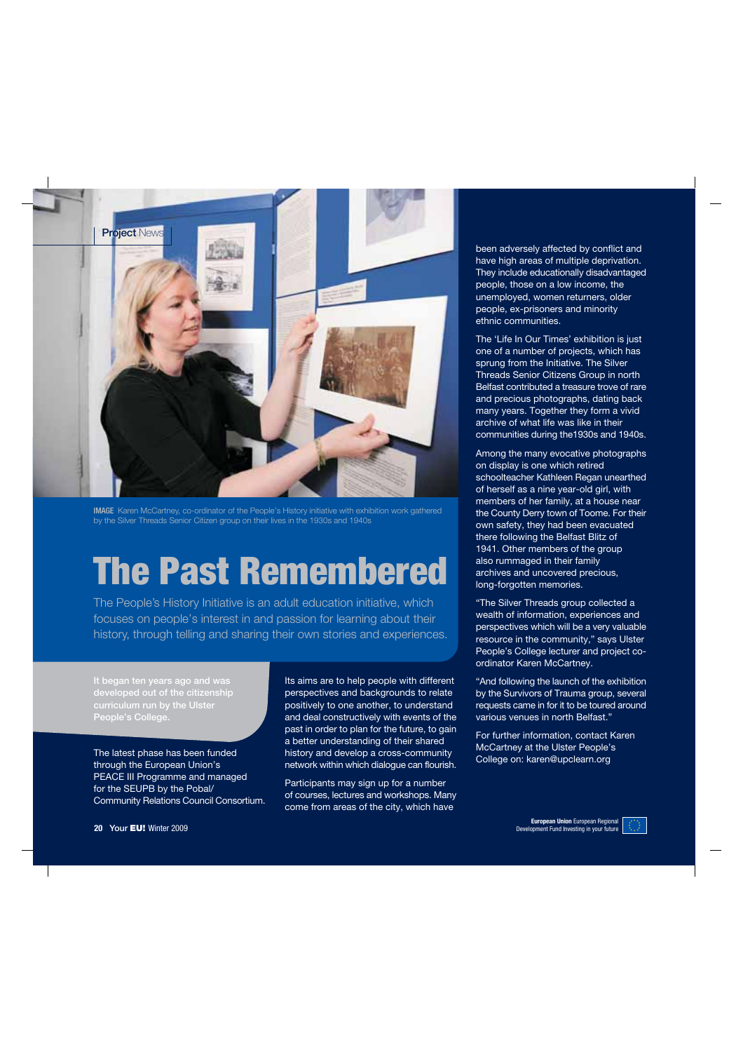Project News

IMAGE Karen McCartney, co-ordinator of the People's History initiative with exhibition work gathered by the Silver Threads Senior Citizen group on their lives in the 1930s and 1940s

# The Past Remembered

The People's History Initiative is an adult education initiative, which focuses on people's interest in and passion for learning about their history, through telling and sharing their own stories and experiences.

**It began ten years ago and was developed out of the citizenship curriculum run by the Ulster People's College.**

The latest phase has been funded through the European Union's PEACE III Programme and managed for the SEUPB by the Pobal/ Community Relations Council Consortium.

Its aims are to help people with different perspectives and backgrounds to relate positively to one another, to understand and deal constructively with events of the past in order to plan for the future, to gain a better understanding of their shared history and develop a cross-community network within which dialogue can flourish.

Participants may sign up for a number of courses, lectures and workshops. Many come from areas of the city, which have been adversely affected by conflict and have high areas of multiple deprivation. They include educationally disadvantaged people, those on a low income, the unemployed, women returners, older people, ex-prisoners and minority ethnic communities.

The 'Life In Our Times' exhibition is just one of a number of projects, which has sprung from the Initiative. The Silver Threads Senior Citizens Group in north Belfast contributed a treasure trove of rare and precious photographs, dating back many years. Together they form a vivid archive of what life was like in their communities during the1930s and 1940s.

Among the many evocative photographs on display is one which retired schoolteacher Kathleen Regan unearthed of herself as a nine year-old girl, with members of her family, at a house near the County Derry town of Toome. For their own safety, they had been evacuated there following the Belfast Blitz of 1941. Other members of the group also rummaged in their family archives and uncovered precious, long-forgotten memories.

"The Silver Threads group collected a wealth of information, experiences and perspectives which will be a very valuable resource in the community," says Ulster People's College lecturer and project co-ordinator Karen McCartney.

"And following the launch of the exhibition by the Survivors of Trauma group, several requests came in for it to be toured around various venues in north Belfast."

For further information, contact Karen McCartney at the Ulster People's College on: karen@upclearn.org

**European Union** European Regional Development Fund Investing in your future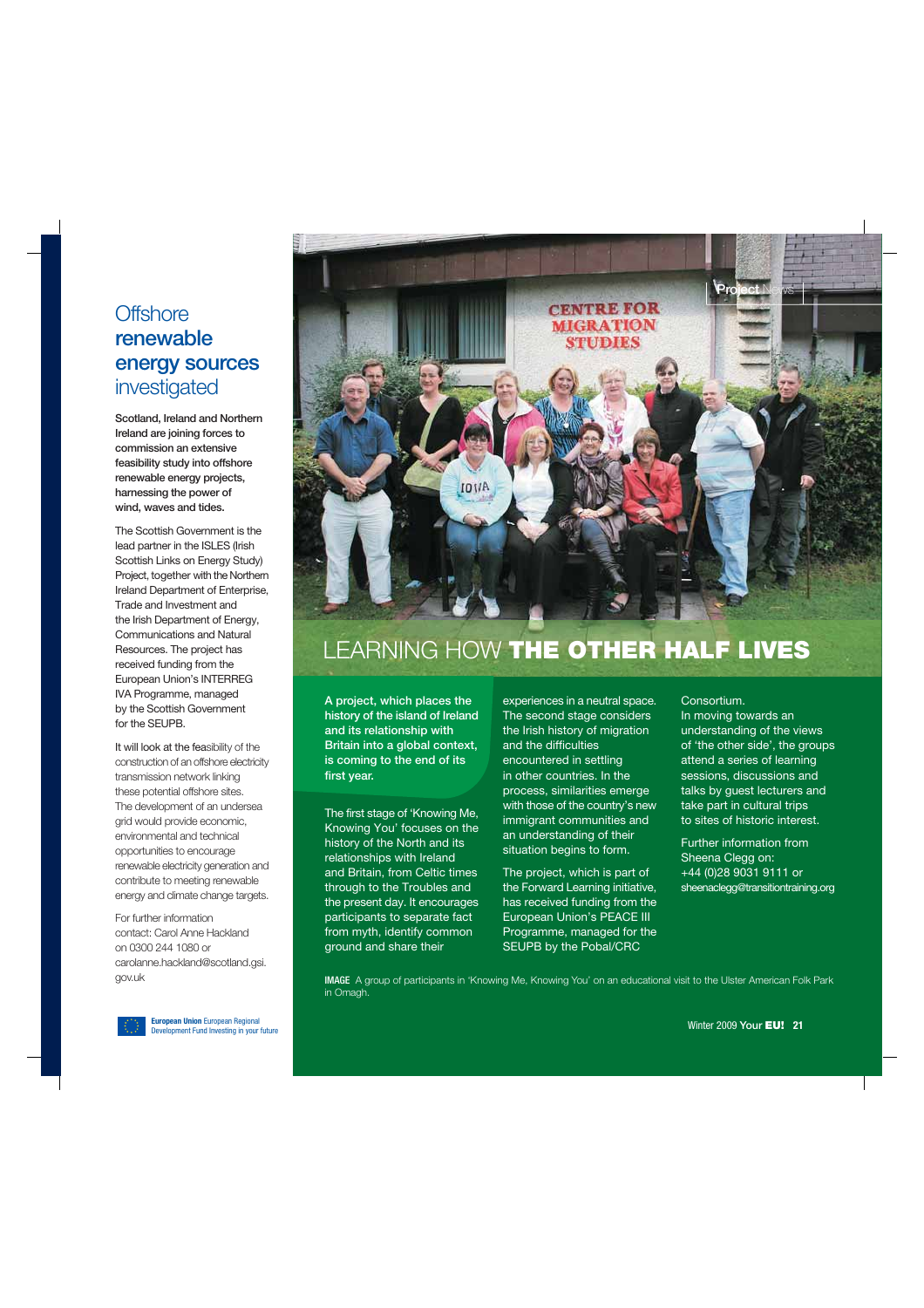# Offshore renewable energy sources investigated

**Scotland, Ireland and Northern Ireland are joining forces to commission an extensive feasibility study into offshore renewable energy projects, harnessing the power of wind, waves and tides.**

The Scottish Government is the lead partner in the ISLES (Irish Scottish Links on Energy Study) Project, together with the Northern Ireland Department of Enterprise, Trade and Investment and the Irish Department of Energy, Communications and Natural Resources. The project has received funding from the European Union's INTERREG IVA Programme, managed by the Scottish Government for the SEUPB.

It will look at the feasibility of the construction of an offshore electricity transmission network linking these potential offshore sites. The development of an undersea grid would provide economic, environmental and technical opportunities to encourage renewable electricity generation and contribute to meeting renewable energy and climate change targets.

For further information contact: Carol Anne Hackland on 0300 244 1080 or carolanne.hackland@scotland.gsi.gov.uk

European Union European Regional Development Fund Investing in your future

# LEARNING HOW THE OTHER HALF LIVES

**A project, which places the history of the island of Ireland and its relationship with Britain into a global context, is coming to the end of its first year.**

The first stage of 'Knowing Me, Knowing You' focuses on the history of the North and its relationships with Ireland and Britain, from Celtic times through to the Troubles and the present day. It encourages participants to separate fact from myth, identify common ground and share their experiences in a neutral space. The second stage considers the Irish history of migration and the difficulties encountered in settling in other countries. In the process, similarities emerge with those of the country's new immigrant communities and an understanding of their situation begins to form.

The project, which is part of the Forward Learning initiative, has received funding from the European Union's PEACE III Programme, managed for the SEUPB by the Pobal/CRC Consortium.

In moving towards an understanding of the views of 'the other side', the groups attend a series of learning sessions, discussions and talks by guest lecturers and take part in cultural trips to sites of historic interest.

Further information from Sheena Clegg on: +44 (0)28 9031 9111 or sheenaclegg@transitiontraining.org

**IMAGE** A group of participants in 'Knowing Me, Knowing You' on an educational visit to the Ulster American Folk Park in Omagh.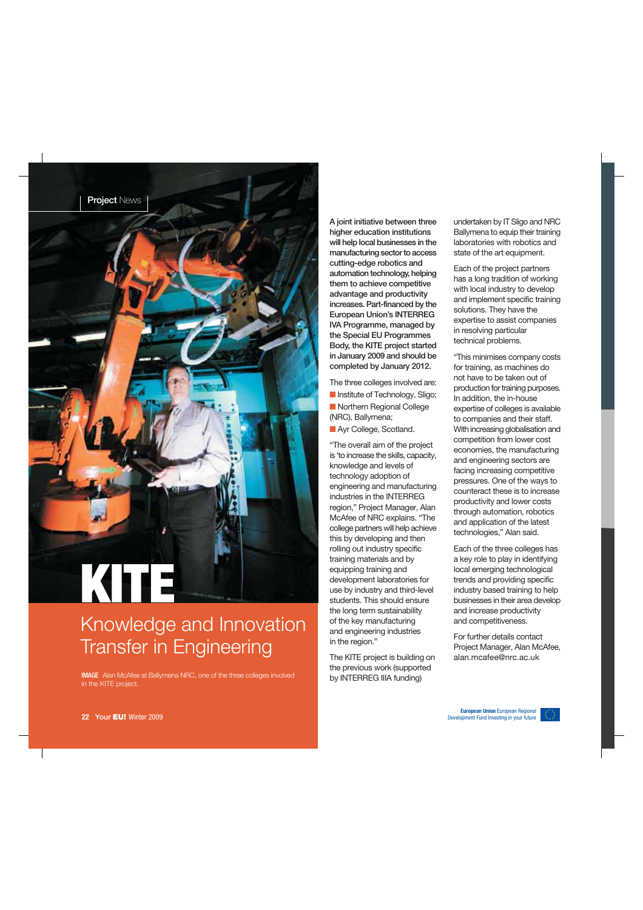Project News

# KITE

## Knowledge and Innovation Transfer in Engineering

**IMAGE** Alan McAfee at Ballymena NRC, one of the three colleges involved in the KITE project.

**A joint initiative between three higher education institutions will help local businesses in the manufacturing sector to access cutting-edge robotics and automation technology, helping them to achieve competitive advantage and productivity increases. Part-financed by the European Union's INTERREG IVA Programme, managed by the Special EU Programmes Body, the KITE project started in January 2009 and should be completed by January 2012.**

The three colleges involved are:

- Institute of Technology, Sligo;
- Northern Regional College (NRC), Ballymena;
- Ayr College, Scotland.

"The overall aim of the project is 'to increase the skills, capacity, knowledge and levels of technology adoption of engineering and manufacturing industries in the INTERREG region," Project Manager, Alan McAfee of NRC explains. "The college partners will help achieve this by developing and then rolling out industry specific training materials and by equipping training and development laboratories for use by industry and third-level students. This should ensure the long term sustainability of the key manufacturing and engineering industries in the region."

The KITE project is building on the previous work (supported by INTERREG IIIA funding) undertaken by IT Sligo and NRC Ballymena to equip their training laboratories with robotics and state of the art equipment.

Each of the project partners has a long tradition of working with local industry to develop and implement specific training solutions. They have the expertise to assist companies in resolving particular technical problems.

"This minimises company costs for training, as machines do not have to be taken out of production for training purposes. In addition, the in-house expertise of colleges is available to companies and their staff. With increasing globalisation and competition from lower cost economies, the manufacturing and engineering sectors are facing increasing competitive pressures. One of the ways to counteract these is to increase productivity and lower costs through automation, robotics and application of the latest technologies," Alan said.

Each of the three colleges has a key role to play in identifying local emerging technological trends and providing specific industry based training to help businesses in their area develop and increase productivity and competitiveness.

For further details contact Project Manager, Alan McAfee, alan.mcafee@nrc.ac.uk

European Union European Regional Development Fund Investing in your future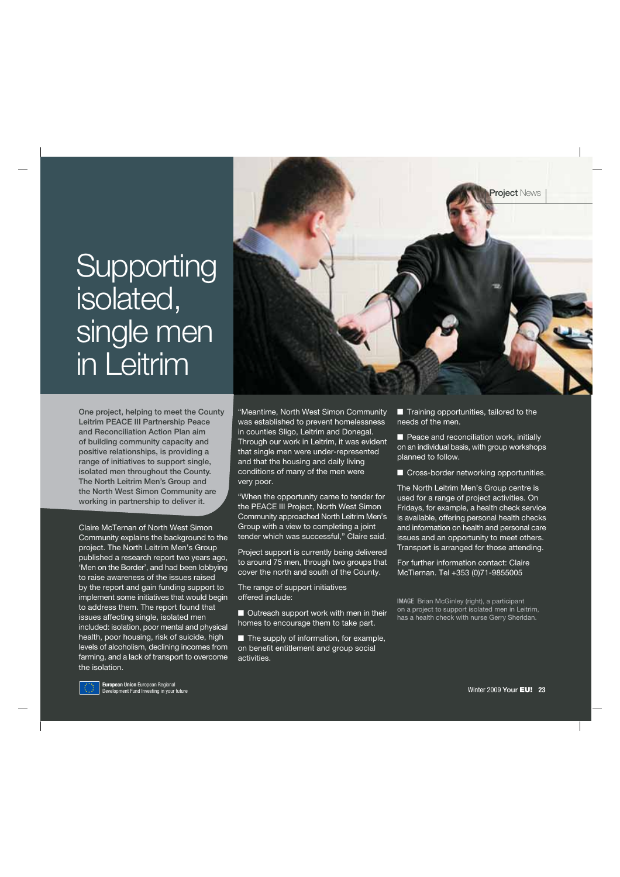# Supporting isolated, single men in Leitrim

**One project, helping to meet the County Leitrim PEACE III Partnership Peace and Reconciliation Action Plan aim of building community capacity and positive relationships, is providing a range of initiatives to support single, isolated men throughout the County. The North Leitrim Men's Group and the North West Simon Community are working in partnership to deliver it.**

Claire McTernan of North West Simon Community explains the background to the project. The North Leitrim Men's Group published a research report two years ago, 'Men on the Border', and had been lobbying to raise awareness of the issues raised by the report and gain funding support to implement some initiatives that would begin to address them. The report found that issues affecting single, isolated men included: isolation, poor mental and physical health, poor housing, risk of suicide, high levels of alcoholism, declining incomes from farming, and a lack of transport to overcome the isolation.

"Meantime, North West Simon Community was established to prevent homelessness in counties Sligo, Leitrim and Donegal. Through our work in Leitrim, it was evident that single men were under-represented and that the housing and daily living conditions of many of the men were very poor.

"When the opportunity came to tender for the PEACE III Project, North West Simon Community approached North Leitrim Men's Group with a view to completing a joint tender which was successful," Claire said.

Project support is currently being delivered to around 75 men, through two groups that cover the north and south of the County.

The range of support initiatives offered include:

- Outreach support work with men in their homes to encourage them to take part.
- The supply of information, for example, on benefit entitlement and group social activities.
- Training opportunities, tailored to the needs of the men.
- Peace and reconciliation work, initially on an individual basis, with group workshops planned to follow.
- Cross-border networking opportunities.

The North Leitrim Men's Group centre is used for a range of project activities. On Fridays, for example, a health check service is available, offering personal health checks and information on health and personal care issues and an opportunity to meet others. Transport is arranged for those attending.

For further information contact: Claire McTiernan. Tel +353 (0)71-9855005

IMAGE Brian McGinley (right), a participant on a project to support isolated men in Leitrim, has a health check with nurse Gerry Sheridan.

**European Union** European Regional Development Fund Investing in your future